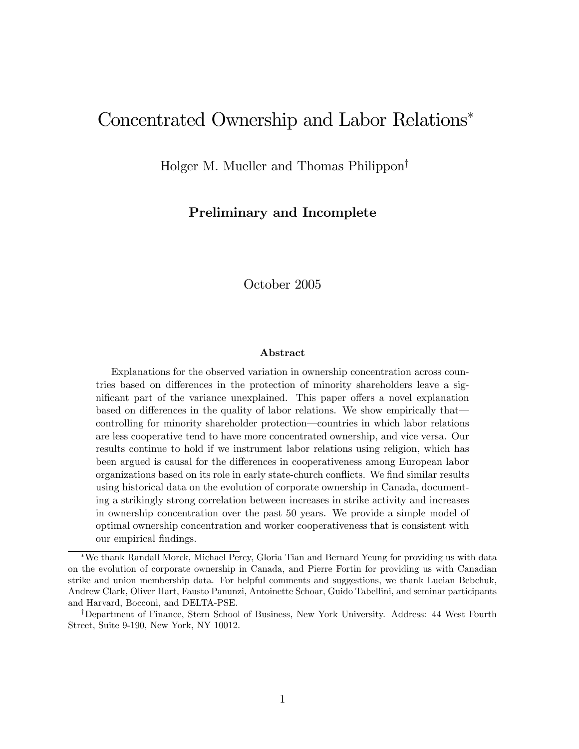# Concentrated Ownership and Labor Relations[*]

Holger M. Mueller and Thomas Philippon[†]

**Preliminary and Incomplete**

October 2005

### Abstract

Explanations for the observed variation in ownership concentration across countries based on differences in the protection of minority shareholders leave a significant part of the variance unexplained. This paper offers a novel explanation based on differences in the quality of labor relations. We show empirically that—controlling for minority shareholder protection—countries in which labor relations are less cooperative tend to have more concentrated ownership, and vice versa. Our results continue to hold if we instrument labor relations using religion, which has been argued is causal for the differences in cooperativeness among European labor organizations based on its role in early state-church conflicts. We find similar results using historical data on the evolution of corporate ownership in Canada, documenting a strikingly strong correlation between increases in strike activity and increases in ownership concentration over the past 50 years. We provide a simple model of optimal ownership concentration and worker cooperativeness that is consistent with our empirical findings.

---

[*] We thank Randall Morck, Michael Percy, Gloria Tian and Bernard Yeung for providing us with data on the evolution of corporate ownership in Canada, and Pierre Fortin for providing us with Canadian strike and union membership data. For helpful comments and suggestions, we thank Lucian Bebchuk, Andrew Clark, Oliver Hart, Fausto Panunzi, Antoinette Schoar, Guido Tabellini, and seminar participants and Harvard, Bocconi, and DELTA-PSE.

[†] Department of Finance, Stern School of Business, New York University. Address: 44 West Fourth Street, Suite 9-190, New York, NY 10012.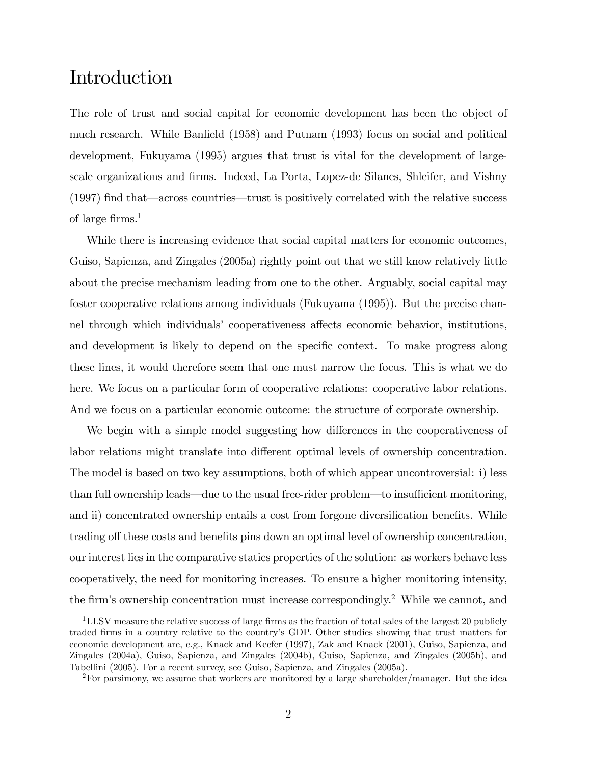# Introduction

The role of trust and social capital for economic development has been the object of much research. While Banfield (1958) and Putnam (1993) focus on social and political development, Fukuyama (1995) argues that trust is vital for the development of large-scale organizations and firms. Indeed, La Porta, Lopez-de Silanes, Shleifer, and Vishny (1997) find that—across countries—trust is positively correlated with the relative success of large firms.[1]

While there is increasing evidence that social capital matters for economic outcomes, Guiso, Sapienza, and Zingales (2005a) rightly point out that we still know relatively little about the precise mechanism leading from one to the other. Arguably, social capital may foster cooperative relations among individuals (Fukuyama (1995)). But the precise channel through which individuals' cooperativeness affects economic behavior, institutions, and development is likely to depend on the specific context. To make progress along these lines, it would therefore seem that one must narrow the focus. This is what we do here. We focus on a particular form of cooperative relations: cooperative labor relations. And we focus on a particular economic outcome: the structure of corporate ownership.

We begin with a simple model suggesting how differences in the cooperativeness of labor relations might translate into different optimal levels of ownership concentration. The model is based on two key assumptions, both of which appear uncontroversial: i) less than full ownership leads—due to the usual free-rider problem—to insufficient monitoring, and ii) concentrated ownership entails a cost from forgone diversification benefits. While trading off these costs and benefits pins down an optimal level of ownership concentration, our interest lies in the comparative statics properties of the solution: as workers behave less cooperatively, the need for monitoring increases. To ensure a higher monitoring intensity, the firm's ownership concentration must increase correspondingly.[2] While we cannot, and

[1] LLSV measure the relative success of large firms as the fraction of total sales of the largest 20 publicly traded firms in a country relative to the country's GDP. Other studies showing that trust matters for economic development are, e.g., Knack and Keefer (1997), Zak and Knack (2001), Guiso, Sapienza, and Zingales (2004a), Guiso, Sapienza, and Zingales (2004b), Guiso, Sapienza, and Zingales (2005b), and Tabellini (2005). For a recent survey, see Guiso, Sapienza, and Zingales (2005a).

[2] For parsimony, we assume that workers are monitored by a large shareholder/manager. But the idea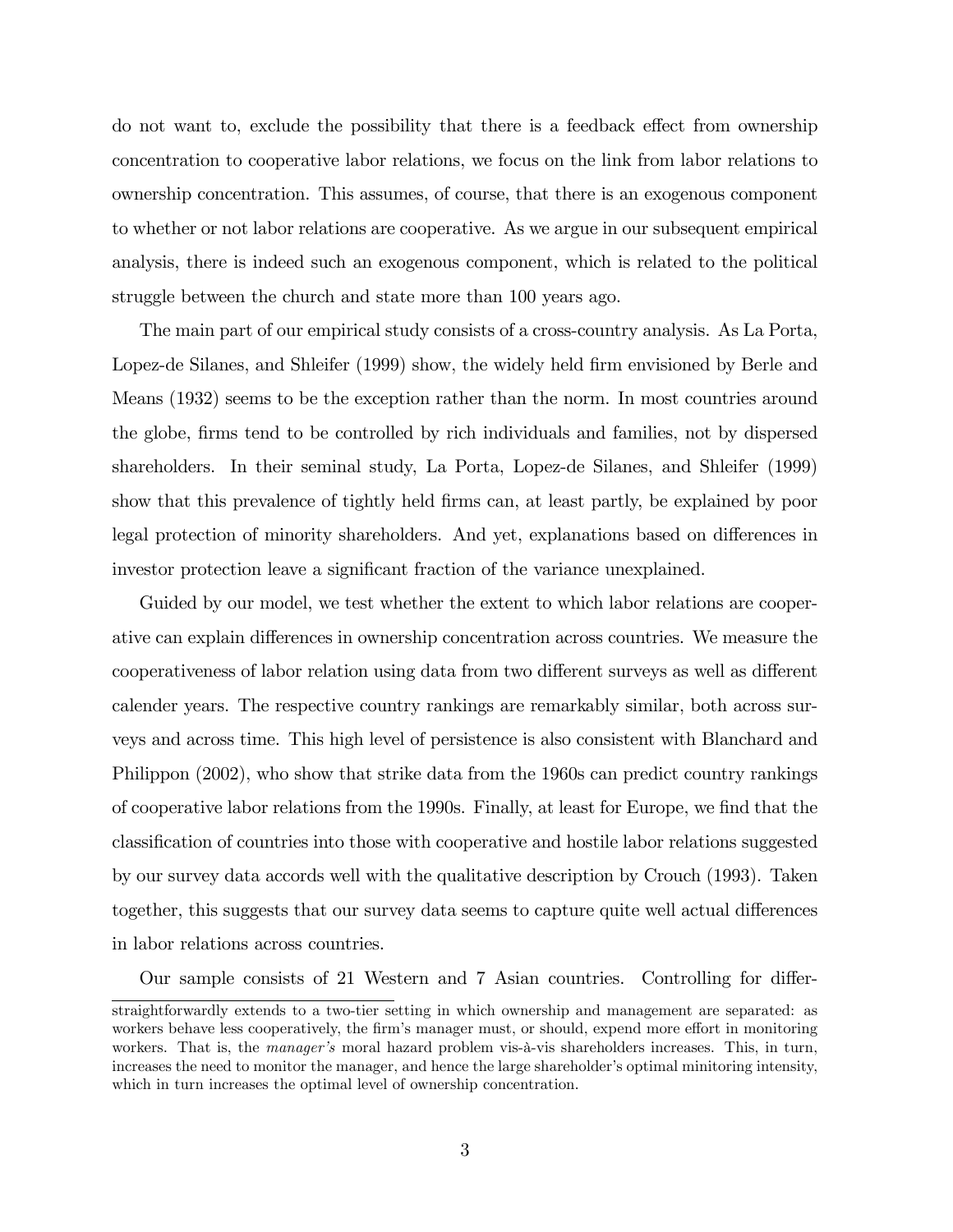do not want to, exclude the possibility that there is a feedback effect from ownership concentration to cooperative labor relations, we focus on the link from labor relations to ownership concentration. This assumes, of course, that there is an exogenous component to whether or not labor relations are cooperative. As we argue in our subsequent empirical analysis, there is indeed such an exogenous component, which is related to the political struggle between the church and state more than 100 years ago.

The main part of our empirical study consists of a cross-country analysis. As La Porta, Lopez-de Silanes, and Shleifer (1999) show, the widely held firm envisioned by Berle and Means (1932) seems to be the exception rather than the norm. In most countries around the globe, firms tend to be controlled by rich individuals and families, not by dispersed shareholders. In their seminal study, La Porta, Lopez-de Silanes, and Shleifer (1999) show that this prevalence of tightly held firms can, at least partly, be explained by poor legal protection of minority shareholders. And yet, explanations based on differences in investor protection leave a significant fraction of the variance unexplained.

Guided by our model, we test whether the extent to which labor relations are cooperative can explain differences in ownership concentration across countries. We measure the cooperativeness of labor relation using data from two different surveys as well as different calender years. The respective country rankings are remarkably similar, both across surveys and across time. This high level of persistence is also consistent with Blanchard and Philippon (2002), who show that strike data from the 1960s can predict country rankings of cooperative labor relations from the 1990s. Finally, at least for Europe, we find that the classification of countries into those with cooperative and hostile labor relations suggested by our survey data accords well with the qualitative description by Crouch (1993). Taken together, this suggests that our survey data seems to capture quite well actual differences in labor relations across countries.

Our sample consists of 21 Western and 7 Asian countries. Controlling for differ-

straightforwardly extends to a two-tier setting in which ownership and management are separated: as workers behave less cooperatively, the firm's manager must, or should, expend more effort in monitoring workers. That is, the *manager's* moral hazard problem vis-à-vis shareholders increases. This, in turn, increases the need to monitor the manager, and hence the large shareholder's optimal minitoring intensity, which in turn increases the optimal level of ownership concentration.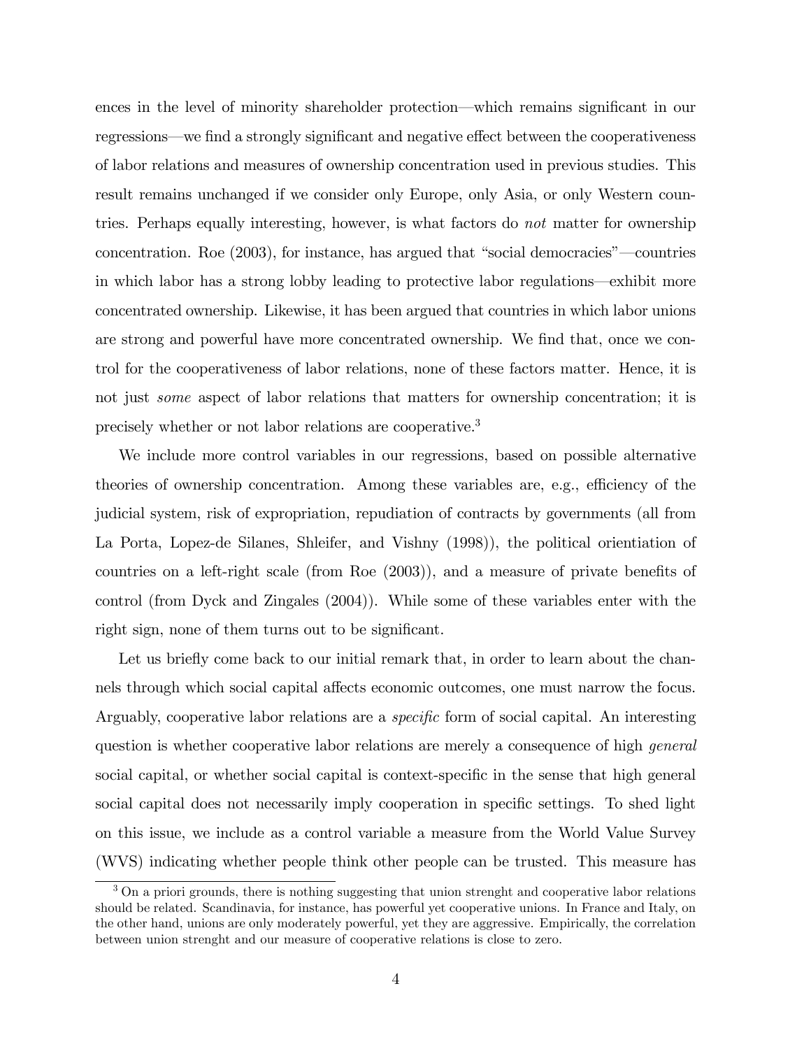ences in the level of minority shareholder protection—which remains significant in our regressions—we find a strongly significant and negative effect between the cooperativeness of labor relations and measures of ownership concentration used in previous studies. This result remains unchanged if we consider only Europe, only Asia, or only Western countries. Perhaps equally interesting, however, is what factors do *not* matter for ownership concentration. Roe (2003), for instance, has argued that "social democracies"—countries in which labor has a strong lobby leading to protective labor regulations—exhibit more concentrated ownership. Likewise, it has been argued that countries in which labor unions are strong and powerful have more concentrated ownership. We find that, once we control for the cooperativeness of labor relations, none of these factors matter. Hence, it is not just *some* aspect of labor relations that matters for ownership concentration; it is precisely whether or not labor relations are cooperative.[3]

We include more control variables in our regressions, based on possible alternative theories of ownership concentration. Among these variables are, e.g., efficiency of the judicial system, risk of expropriation, repudiation of contracts by governments (all from La Porta, Lopez-de Silanes, Shleifer, and Vishny (1998)), the political orientiation of countries on a left-right scale (from Roe (2003)), and a measure of private benefits of control (from Dyck and Zingales (2004)). While some of these variables enter with the right sign, none of them turns out to be significant.

Let us briefly come back to our initial remark that, in order to learn about the channels through which social capital affects economic outcomes, one must narrow the focus. Arguably, cooperative labor relations are a *specific* form of social capital. An interesting question is whether cooperative labor relations are merely a consequence of high *general* social capital, or whether social capital is context-specific in the sense that high general social capital does not necessarily imply cooperation in specific settings. To shed light on this issue, we include as a control variable a measure from the World Value Survey (WVS) indicating whether people think other people can be trusted. This measure has

[3] On a priori grounds, there is nothing suggesting that union strenght and cooperative labor relations should be related. Scandinavia, for instance, has powerful yet cooperative unions. In France and Italy, on the other hand, unions are only moderately powerful, yet they are aggressive. Empirically, the correlation between union strenght and our measure of cooperative relations is close to zero.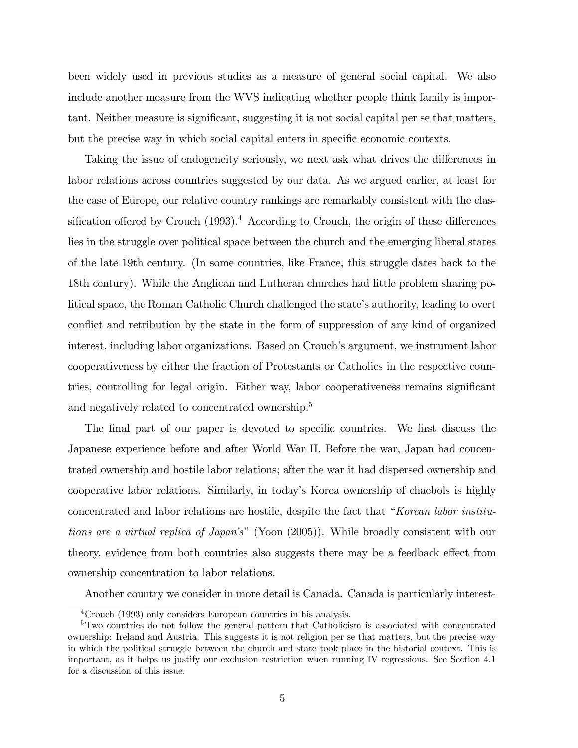been widely used in previous studies as a measure of general social capital. We also include another measure from the WVS indicating whether people think family is important. Neither measure is significant, suggesting it is not social capital per se that matters, but the precise way in which social capital enters in specific economic contexts.

Taking the issue of endogeneity seriously, we next ask what drives the differences in labor relations across countries suggested by our data. As we argued earlier, at least for the case of Europe, our relative country rankings are remarkably consistent with the classification offered by Crouch (1993).[4] According to Crouch, the origin of these differences lies in the struggle over political space between the church and the emerging liberal states of the late 19th century. (In some countries, like France, this struggle dates back to the 18th century). While the Anglican and Lutheran churches had little problem sharing political space, the Roman Catholic Church challenged the state's authority, leading to overt conflict and retribution by the state in the form of suppression of any kind of organized interest, including labor organizations. Based on Crouch's argument, we instrument labor cooperativeness by either the fraction of Protestants or Catholics in the respective countries, controlling for legal origin. Either way, labor cooperativeness remains significant and negatively related to concentrated ownership.[5]

The final part of our paper is devoted to specific countries. We first discuss the Japanese experience before and after World War II. Before the war, Japan had concentrated ownership and hostile labor relations; after the war it had dispersed ownership and cooperative labor relations. Similarly, in today's Korea ownership of chaebols is highly concentrated and labor relations are hostile, despite the fact that "*Korean labor institutions are a virtual replica of Japan's*" (Yoon (2005)). While broadly consistent with our theory, evidence from both countries also suggests there may be a feedback effect from ownership concentration to labor relations.

Another country we consider in more detail is Canada. Canada is particularly interest-

[4] Crouch (1993) only considers European countries in his analysis.

[5] Two countries do not follow the general pattern that Catholicism is associated with concentrated ownership: Ireland and Austria. This suggests it is not religion per se that matters, but the precise way in which the political struggle between the church and state took place in the historial context. This is important, as it helps us justify our exclusion restriction when running IV regressions. See Section 4.1 for a discussion of this issue.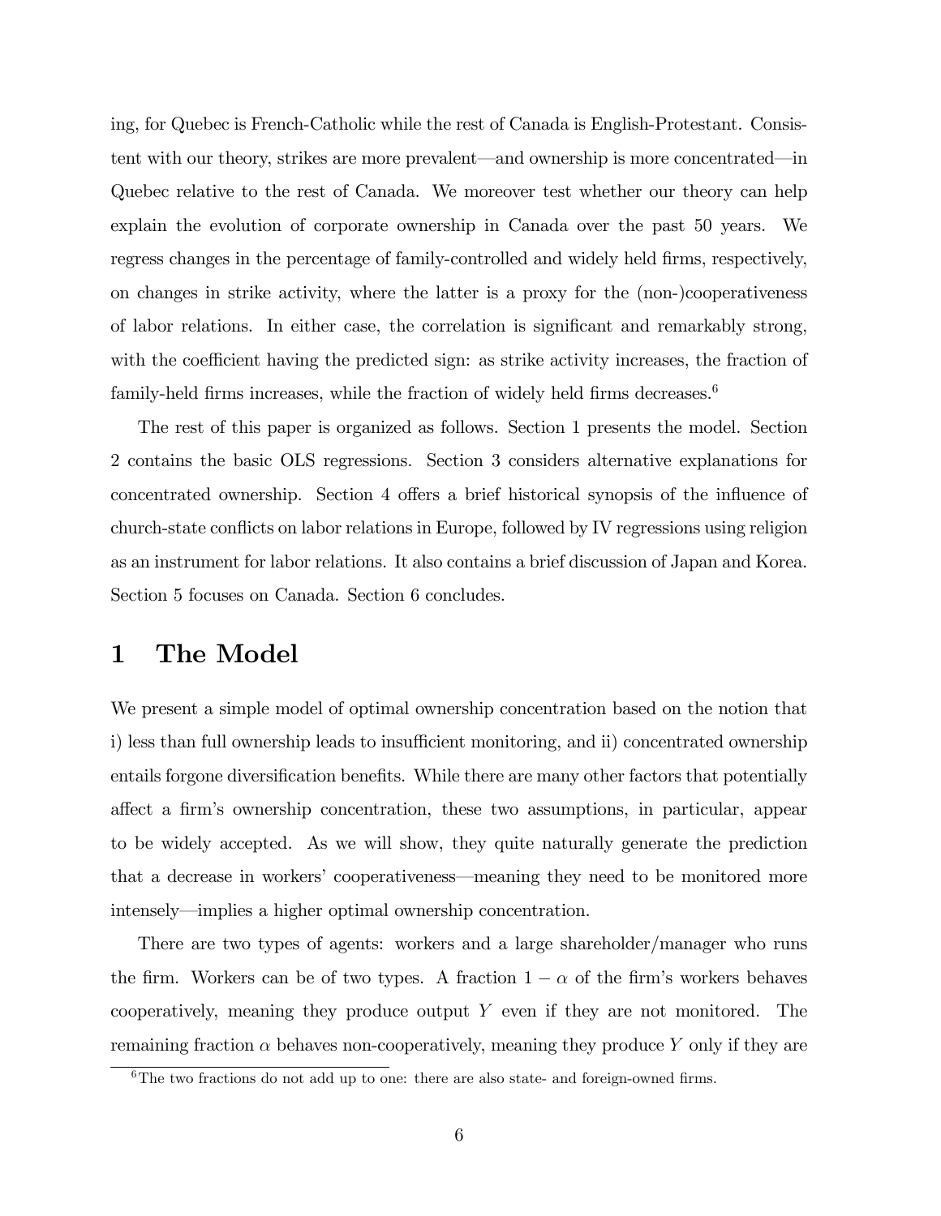ing, for Quebec is French-Catholic while the rest of Canada is English-Protestant. Consistent with our theory, strikes are more prevalent—and ownership is more concentrated—in Quebec relative to the rest of Canada. We moreover test whether our theory can help explain the evolution of corporate ownership in Canada over the past 50 years. We regress changes in the percentage of family-controlled and widely held firms, respectively, on changes in strike activity, where the latter is a proxy for the (non-)cooperativeness of labor relations. In either case, the correlation is significant and remarkably strong, with the coefficient having the predicted sign: as strike activity increases, the fraction of family-held firms increases, while the fraction of widely held firms decreases.[6]

The rest of this paper is organized as follows. Section 1 presents the model. Section 2 contains the basic OLS regressions. Section 3 considers alternative explanations for concentrated ownership. Section 4 offers a brief historical synopsis of the influence of church-state conflicts on labor relations in Europe, followed by IV regressions using religion as an instrument for labor relations. It also contains a brief discussion of Japan and Korea. Section 5 focuses on Canada. Section 6 concludes.

# 1 The Model

We present a simple model of optimal ownership concentration based on the notion that i) less than full ownership leads to insufficient monitoring, and ii) concentrated ownership entails forgone diversification benefits. While there are many other factors that potentially affect a firm's ownership concentration, these two assumptions, in particular, appear to be widely accepted. As we will show, they quite naturally generate the prediction that a decrease in workers' cooperativeness—meaning they need to be monitored more intensely—implies a higher optimal ownership concentration.

There are two types of agents: workers and a large shareholder/manager who runs the firm. Workers can be of two types. A fraction $1 - \alpha$ of the firm's workers behaves cooperatively, meaning they produce output $Y$ even if they are not monitored. The remaining fraction $\alpha$ behaves non-cooperatively, meaning they produce $Y$ only if they are

[6] The two fractions do not add up to one: there are also state- and foreign-owned firms.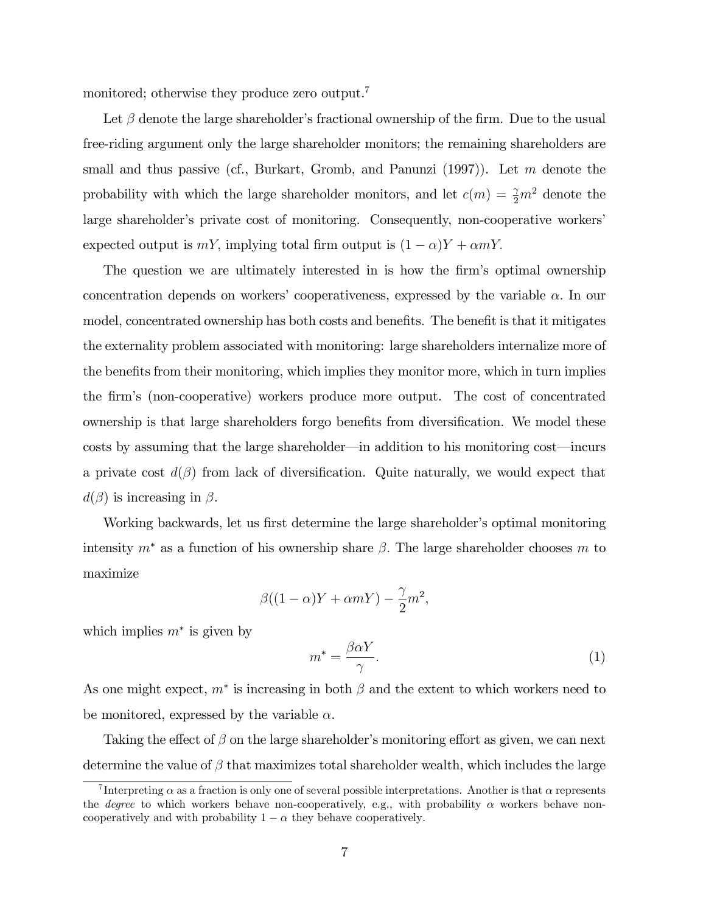monitored; otherwise they produce zero output.[7]

Let $\beta$ denote the large shareholder's fractional ownership of the firm. Due to the usual free-riding argument only the large shareholder monitors; the remaining shareholders are small and thus passive (cf., Burkart, Gromb, and Panunzi (1997)). Let $m$ denote the probability with which the large shareholder monitors, and let $c(m) = \frac{\gamma}{2}m^2$ denote the large shareholder's private cost of monitoring. Consequently, non-cooperative workers' expected output is $mY$, implying total firm output is $(1-\alpha)Y + \alpha mY$.

The question we are ultimately interested in is how the firm's optimal ownership concentration depends on workers' cooperativeness, expressed by the variable $\alpha$. In our model, concentrated ownership has both costs and benefits. The benefit is that it mitigates the externality problem associated with monitoring: large shareholders internalize more of the benefits from their monitoring, which implies they monitor more, which in turn implies the firm's (non-cooperative) workers produce more output. The cost of concentrated ownership is that large shareholders forgo benefits from diversification. We model these costs by assuming that the large shareholder—in addition to his monitoring cost—incurs a private cost $d(\beta)$ from lack of diversification. Quite naturally, we would expect that $d(\beta)$ is increasing in $\beta$.

Working backwards, let us first determine the large shareholder's optimal monitoring intensity $m^*$ as a function of his ownership share $\beta$. The large shareholder chooses $m$ to maximize

$$\beta((1-\alpha)Y + \alpha mY) - \frac{\gamma}{2}m^2,$$

which implies $m^*$ is given by

$$m^* = \frac{\beta \alpha Y}{\gamma}. \tag{1}$$

As one might expect, $m^*$ is increasing in both $\beta$ and the extent to which workers need to be monitored, expressed by the variable $\alpha$.

Taking the effect of $\beta$ on the large shareholder's monitoring effort as given, we can next determine the value of $\beta$ that maximizes total shareholder wealth, which includes the large

[7] Interpreting $\alpha$ as a fraction is only one of several possible interpretations. Another is that $\alpha$ represents the *degree* to which workers behave non-cooperatively, e.g., with probability $\alpha$ workers behave non-cooperatively and with probability $1-\alpha$ they behave cooperatively.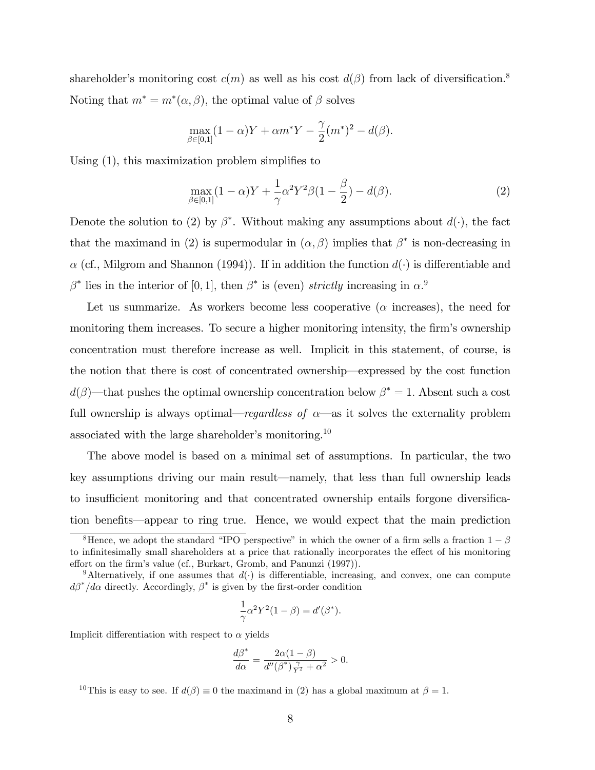shareholder's monitoring cost $c(m)$ as well as his cost $d(\beta)$ from lack of diversification.[8] Noting that $m^* = m^*(\alpha, \beta)$, the optimal value of $\beta$ solves

$$\max_{\beta \in [0,1]} (1-\alpha)Y + \alpha m^* Y - \frac{\gamma}{2}(m^*)^2 - d(\beta).$$

Using (1), this maximization problem simplifies to

$$\max_{\beta \in [0,1]} (1-\alpha)Y + \frac{1}{\gamma}\alpha^2 Y^2 \beta (1 - \frac{\beta}{2}) - d(\beta). \tag{2}$$

Denote the solution to (2) by $\beta^*$. Without making any assumptions about $d(\cdot)$, the fact that the maximand in (2) is supermodular in $(\alpha, \beta)$ implies that $\beta^*$ is non-decreasing in $\alpha$ (cf., Milgrom and Shannon (1994)). If in addition the function $d(\cdot)$ is differentiable and $\beta^*$ lies in the interior of $[0, 1]$, then $\beta^*$ is (even) *strictly* increasing in $\alpha$.[9]

Let us summarize. As workers become less cooperative ($\alpha$ increases), the need for monitoring them increases. To secure a higher monitoring intensity, the firm's ownership concentration must therefore increase as well. Implicit in this statement, of course, is the notion that there is cost of concentrated ownership—expressed by the cost function $d(\beta)$—that pushes the optimal ownership concentration below $\beta^* = 1$. Absent such a cost full ownership is always optimal—*regardless of* $\alpha$—as it solves the externality problem associated with the large shareholder's monitoring.[10]

The above model is based on a minimal set of assumptions. In particular, the two key assumptions driving our main result—namely, that less than full ownership leads to insufficient monitoring and that concentrated ownership entails forgone diversification benefits—appear to ring true. Hence, we would expect that the main prediction

---

[8] Hence, we adopt the standard "IPO perspective" in which the owner of a firm sells a fraction $1-\beta$ to infinitesimally small shareholders at a price that rationally incorporates the effect of his monitoring effort on the firm's value (cf., Burkart, Gromb, and Panunzi (1997)).

[9] Alternatively, if one assumes that $d(\cdot)$ is differentiable, increasing, and convex, one can compute $d\beta^*/d\alpha$ directly. Accordingly, $\beta^*$ is given by the first-order condition

$$\frac{1}{\gamma}\alpha^2 Y^2 (1-\beta) = d'(\beta^*).$$

Implicit differentiation with respect to $\alpha$ yields

$$\frac{d\beta^*}{d\alpha} = \frac{2\alpha(1-\beta)}{d''(\beta^*)\frac{\gamma}{Y^2} + \alpha^2} > 0.$$

[10] This is easy to see. If $d(\beta) \equiv 0$ the maximand in (2) has a global maximum at $\beta = 1$.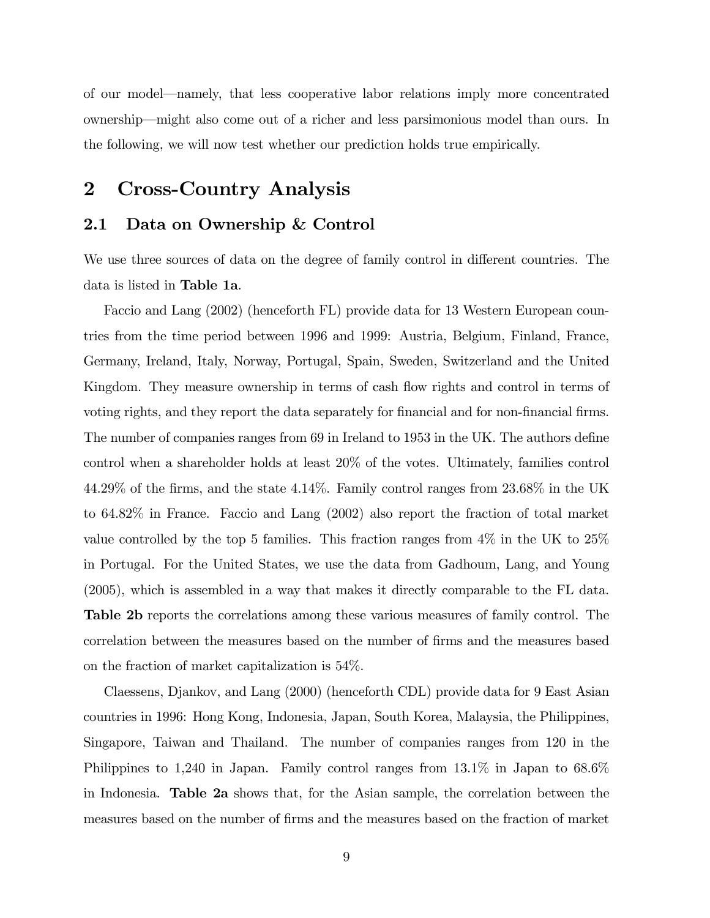of our model—namely, that less cooperative labor relations imply more concentrated ownership—might also come out of a richer and less parsimonious model than ours. In the following, we will now test whether our prediction holds true empirically.

# 2 Cross-Country Analysis

## 2.1 Data on Ownership & Control

We use three sources of data on the degree of family control in different countries. The data is listed in **Table 1a**.

Faccio and Lang (2002) (henceforth FL) provide data for 13 Western European countries from the time period between 1996 and 1999: Austria, Belgium, Finland, France, Germany, Ireland, Italy, Norway, Portugal, Spain, Sweden, Switzerland and the United Kingdom. They measure ownership in terms of cash flow rights and control in terms of voting rights, and they report the data separately for financial and for non-financial firms. The number of companies ranges from 69 in Ireland to 1953 in the UK. The authors define control when a shareholder holds at least 20% of the votes. Ultimately, families control 44.29% of the firms, and the state 4.14%. Family control ranges from 23.68% in the UK to 64.82% in France. Faccio and Lang (2002) also report the fraction of total market value controlled by the top 5 families. This fraction ranges from 4% in the UK to 25% in Portugal. For the United States, we use the data from Gadhoum, Lang, and Young (2005), which is assembled in a way that makes it directly comparable to the FL data. **Table 2b** reports the correlations among these various measures of family control. The correlation between the measures based on the number of firms and the measures based on the fraction of market capitalization is 54%.

Claessens, Djankov, and Lang (2000) (henceforth CDL) provide data for 9 East Asian countries in 1996: Hong Kong, Indonesia, Japan, South Korea, Malaysia, the Philippines, Singapore, Taiwan and Thailand. The number of companies ranges from 120 in the Philippines to 1,240 in Japan. Family control ranges from 13.1% in Japan to 68.6% in Indonesia. **Table 2a** shows that, for the Asian sample, the correlation between the measures based on the number of firms and the measures based on the fraction of market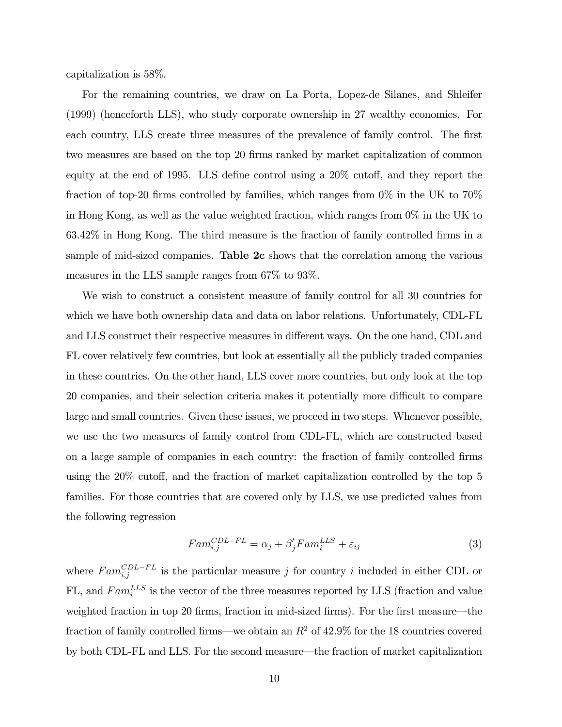capitalization is 58%.

For the remaining countries, we draw on La Porta, Lopez-de Silanes, and Shleifer (1999) (henceforth LLS), who study corporate ownership in 27 wealthy economies. For each country, LLS create three measures of the prevalence of family control. The first two measures are based on the top 20 firms ranked by market capitalization of common equity at the end of 1995. LLS define control using a 20% cutoff, and they report the fraction of top-20 firms controlled by families, which ranges from 0% in the UK to 70% in Hong Kong, as well as the value weighted fraction, which ranges from 0% in the UK to 63.42% in Hong Kong. The third measure is the fraction of family controlled firms in a sample of mid-sized companies. **Table 2c** shows that the correlation among the various measures in the LLS sample ranges from 67% to 93%.

We wish to construct a consistent measure of family control for all 30 countries for which we have both ownership data and data on labor relations. Unfortunately, CDL-FL and LLS construct their respective measures in different ways. On the one hand, CDL and FL cover relatively few countries, but look at essentially all the publicly traded companies in these countries. On the other hand, LLS cover more countries, but only look at the top 20 companies, and their selection criteria makes it potentially more difficult to compare large and small countries. Given these issues, we proceed in two steps. Whenever possible, we use the two measures of family control from CDL-FL, which are constructed based on a large sample of companies in each country: the fraction of family controlled firms using the 20% cutoff, and the fraction of market capitalization controlled by the top 5 families. For those countries that are covered only by LLS, we use predicted values from the following regression

$$Fam_{i,j}^{CDL-FL} = \alpha_j + \beta_j' Fam_i^{LLS} + \varepsilon_{ij} \tag{3}$$

where $Fam_{i,j}^{CDL-FL}$ is the particular measure $j$ for country $i$ included in either CDL or FL, and $Fam_i^{LLS}$ is the vector of the three measures reported by LLS (fraction and value weighted fraction in top 20 firms, fraction in mid-sized firms). For the first measure—the fraction of family controlled firms—we obtain an $R^2$ of 42.9% for the 18 countries covered by both CDL-FL and LLS. For the second measure—the fraction of market capitalization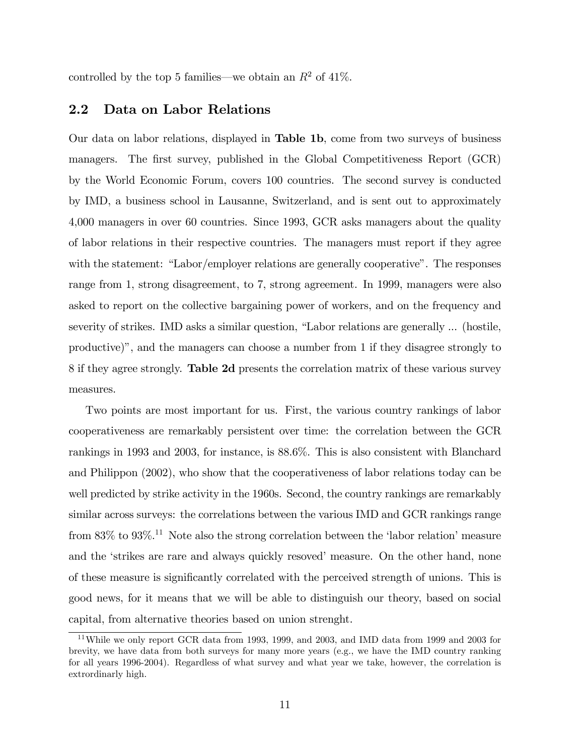controlled by the top 5 families—we obtain an $R^2$ of 41%.

## 2.2 Data on Labor Relations

Our data on labor relations, displayed in **Table 1b**, come from two surveys of business managers. The first survey, published in the Global Competitiveness Report (GCR) by the World Economic Forum, covers 100 countries. The second survey is conducted by IMD, a business school in Lausanne, Switzerland, and is sent out to approximately 4,000 managers in over 60 countries. Since 1993, GCR asks managers about the quality of labor relations in their respective countries. The managers must report if they agree with the statement: "Labor/employer relations are generally cooperative". The responses range from 1, strong disagreement, to 7, strong agreement. In 1999, managers were also asked to report on the collective bargaining power of workers, and on the frequency and severity of strikes. IMD asks a similar question, "Labor relations are generally ... (hostile, productive)", and the managers can choose a number from 1 if they disagree strongly to 8 if they agree strongly. **Table 2d** presents the correlation matrix of these various survey measures.

Two points are most important for us. First, the various country rankings of labor cooperativeness are remarkably persistent over time: the correlation between the GCR rankings in 1993 and 2003, for instance, is 88.6%. This is also consistent with Blanchard and Philippon (2002), who show that the cooperativeness of labor relations today can be well predicted by strike activity in the 1960s. Second, the country rankings are remarkably similar across surveys: the correlations between the various IMD and GCR rankings range from 83% to 93%.[11] Note also the strong correlation between the 'labor relation' measure and the 'strikes are rare and always quickly resoved' measure. On the other hand, none of these measure is significantly correlated with the perceived strength of unions. This is good news, for it means that we will be able to distinguish our theory, based on social capital, from alternative theories based on union strenght.

[11] While we only report GCR data from 1993, 1999, and 2003, and IMD data from 1999 and 2003 for brevity, we have data from both surveys for many more years (e.g., we have the IMD country ranking for all years 1996-2004). Regardless of what survey and what year we take, however, the correlation is extrordinarly high.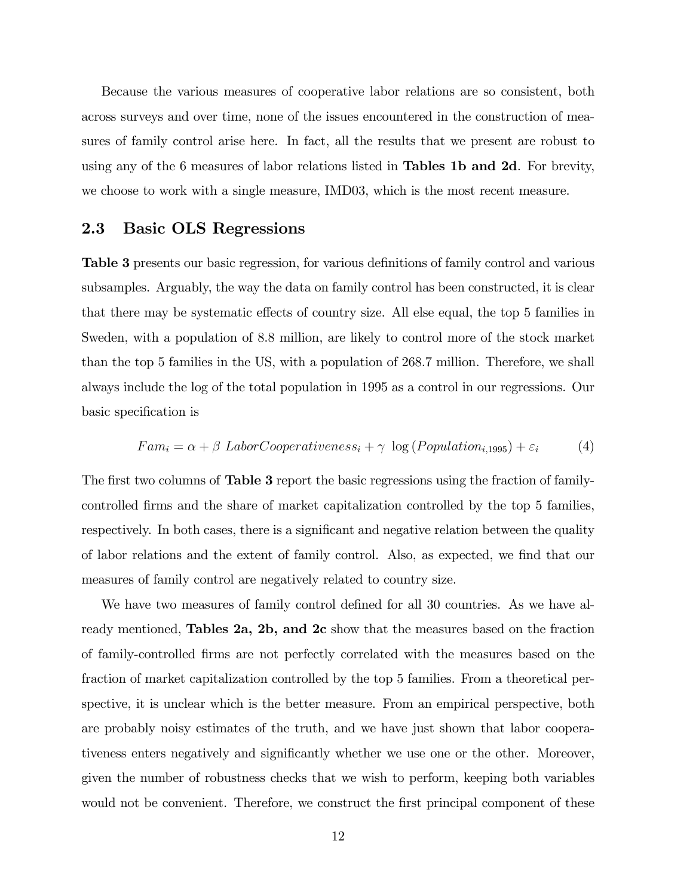Because the various measures of cooperative labor relations are so consistent, both across surveys and over time, none of the issues encountered in the construction of measures of family control arise here. In fact, all the results that we present are robust to using any of the 6 measures of labor relations listed in **Tables 1b and 2d**. For brevity, we choose to work with a single measure, IMD03, which is the most recent measure.

## 2.3 Basic OLS Regressions

**Table 3** presents our basic regression, for various definitions of family control and various subsamples. Arguably, the way the data on family control has been constructed, it is clear that there may be systematic effects of country size. All else equal, the top 5 families in Sweden, with a population of 8.8 million, are likely to control more of the stock market than the top 5 families in the US, with a population of 268.7 million. Therefore, we shall always include the log of the total population in 1995 as a control in our regressions. Our basic specification is

$$Fam_i = \alpha + \beta \ LaborCooperativeness_i + \gamma \ \log\left(Population_{i,1995}\right) + \varepsilon_i \tag{4}$$

The first two columns of **Table 3** report the basic regressions using the fraction of family-controlled firms and the share of market capitalization controlled by the top 5 families, respectively. In both cases, there is a significant and negative relation between the quality of labor relations and the extent of family control. Also, as expected, we find that our measures of family control are negatively related to country size.

We have two measures of family control defined for all 30 countries. As we have already mentioned, **Tables 2a, 2b, and 2c** show that the measures based on the fraction of family-controlled firms are not perfectly correlated with the measures based on the fraction of market capitalization controlled by the top 5 families. From a theoretical perspective, it is unclear which is the better measure. From an empirical perspective, both are probably noisy estimates of the truth, and we have just shown that labor cooperativeness enters negatively and significantly whether we use one or the other. Moreover, given the number of robustness checks that we wish to perform, keeping both variables would not be convenient. Therefore, we construct the first principal component of these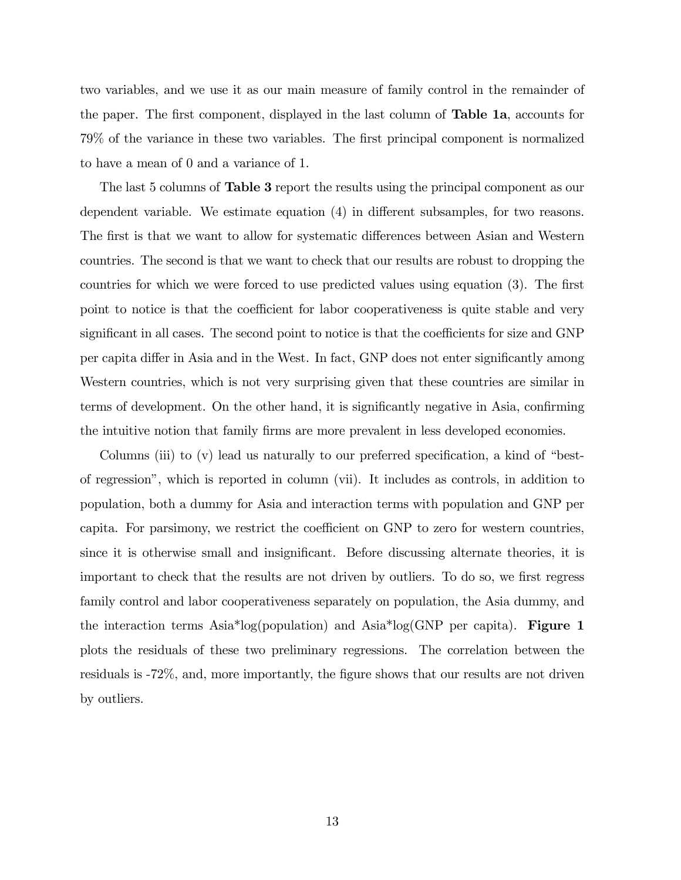two variables, and we use it as our main measure of family control in the remainder of the paper. The first component, displayed in the last column of **Table 1a**, accounts for 79% of the variance in these two variables. The first principal component is normalized to have a mean of 0 and a variance of 1.

The last 5 columns of **Table 3** report the results using the principal component as our dependent variable. We estimate equation (4) in different subsamples, for two reasons. The first is that we want to allow for systematic differences between Asian and Western countries. The second is that we want to check that our results are robust to dropping the countries for which we were forced to use predicted values using equation (3). The first point to notice is that the coefficient for labor cooperativeness is quite stable and very significant in all cases. The second point to notice is that the coefficients for size and GNP per capita differ in Asia and in the West. In fact, GNP does not enter significantly among Western countries, which is not very surprising given that these countries are similar in terms of development. On the other hand, it is significantly negative in Asia, confirming the intuitive notion that family firms are more prevalent in less developed economies.

Columns (iii) to (v) lead us naturally to our preferred specification, a kind of "best-of regression", which is reported in column (vii). It includes as controls, in addition to population, both a dummy for Asia and interaction terms with population and GNP per capita. For parsimony, we restrict the coefficient on GNP to zero for western countries, since it is otherwise small and insignificant. Before discussing alternate theories, it is important to check that the results are not driven by outliers. To do so, we first regress family control and labor cooperativeness separately on population, the Asia dummy, and the interaction terms Asia*log(population) and Asia*log(GNP per capita). **Figure 1** plots the residuals of these two preliminary regressions. The correlation between the residuals is -72%, and, more importantly, the figure shows that our results are not driven by outliers.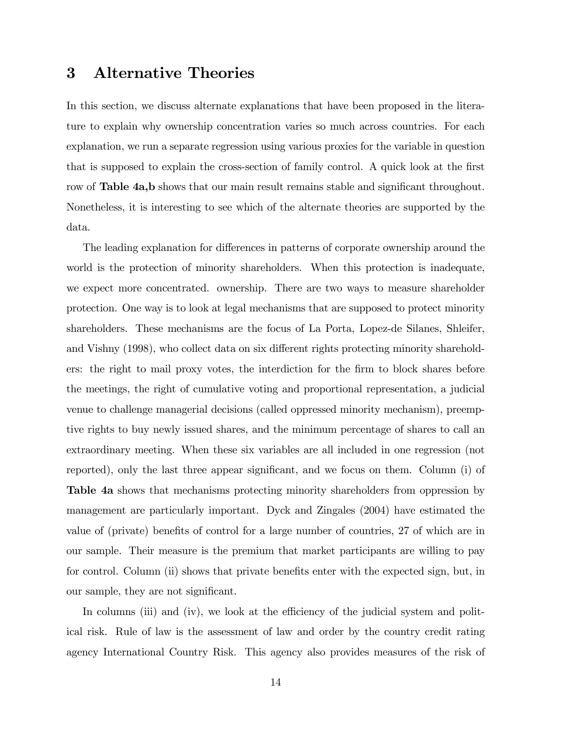# 3 Alternative Theories

In this section, we discuss alternate explanations that have been proposed in the literature to explain why ownership concentration varies so much across countries. For each explanation, we run a separate regression using various proxies for the variable in question that is supposed to explain the cross-section of family control. A quick look at the first row of **Table 4a,b** shows that our main result remains stable and significant throughout. Nonetheless, it is interesting to see which of the alternate theories are supported by the data.

The leading explanation for differences in patterns of corporate ownership around the world is the protection of minority shareholders. When this protection is inadequate, we expect more concentrated. ownership. There are two ways to measure shareholder protection. One way is to look at legal mechanisms that are supposed to protect minority shareholders. These mechanisms are the focus of La Porta, Lopez-de Silanes, Shleifer, and Vishny (1998), who collect data on six different rights protecting minority shareholders: the right to mail proxy votes, the interdiction for the firm to block shares before the meetings, the right of cumulative voting and proportional representation, a judicial venue to challenge managerial decisions (called oppressed minority mechanism), preemptive rights to buy newly issued shares, and the minimum percentage of shares to call an extraordinary meeting. When these six variables are all included in one regression (not reported), only the last three appear significant, and we focus on them. Column (i) of **Table 4a** shows that mechanisms protecting minority shareholders from oppression by management are particularly important. Dyck and Zingales (2004) have estimated the value of (private) benefits of control for a large number of countries, 27 of which are in our sample. Their measure is the premium that market participants are willing to pay for control. Column (ii) shows that private benefits enter with the expected sign, but, in our sample, they are not significant.

In columns (iii) and (iv), we look at the efficiency of the judicial system and political risk. Rule of law is the assessment of law and order by the country credit rating agency International Country Risk. This agency also provides measures of the risk of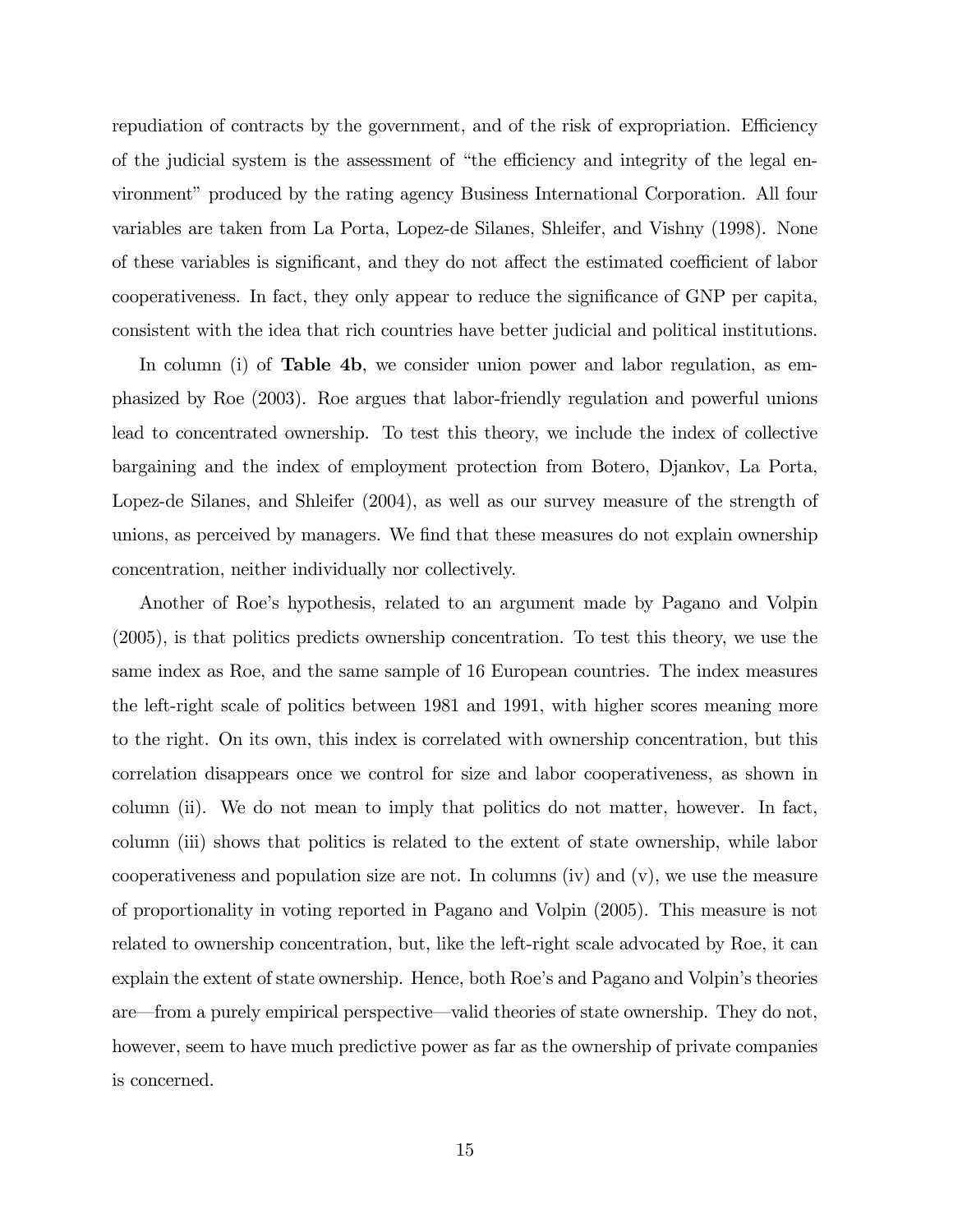repudiation of contracts by the government, and of the risk of expropriation. Efficiency of the judicial system is the assessment of "the efficiency and integrity of the legal environment" produced by the rating agency Business International Corporation. All four variables are taken from La Porta, Lopez-de Silanes, Shleifer, and Vishny (1998). None of these variables is significant, and they do not affect the estimated coefficient of labor cooperativeness. In fact, they only appear to reduce the significance of GNP per capita, consistent with the idea that rich countries have better judicial and political institutions.

In column (i) of **Table 4b**, we consider union power and labor regulation, as emphasized by Roe (2003). Roe argues that labor-friendly regulation and powerful unions lead to concentrated ownership. To test this theory, we include the index of collective bargaining and the index of employment protection from Botero, Djankov, La Porta, Lopez-de Silanes, and Shleifer (2004), as well as our survey measure of the strength of unions, as perceived by managers. We find that these measures do not explain ownership concentration, neither individually nor collectively.

Another of Roe's hypothesis, related to an argument made by Pagano and Volpin (2005), is that politics predicts ownership concentration. To test this theory, we use the same index as Roe, and the same sample of 16 European countries. The index measures the left-right scale of politics between 1981 and 1991, with higher scores meaning more to the right. On its own, this index is correlated with ownership concentration, but this correlation disappears once we control for size and labor cooperativeness, as shown in column (ii). We do not mean to imply that politics do not matter, however. In fact, column (iii) shows that politics is related to the extent of state ownership, while labor cooperativeness and population size are not. In columns (iv) and (v), we use the measure of proportionality in voting reported in Pagano and Volpin (2005). This measure is not related to ownership concentration, but, like the left-right scale advocated by Roe, it can explain the extent of state ownership. Hence, both Roe's and Pagano and Volpin's theories are—from a purely empirical perspective—valid theories of state ownership. They do not, however, seem to have much predictive power as far as the ownership of private companies is concerned.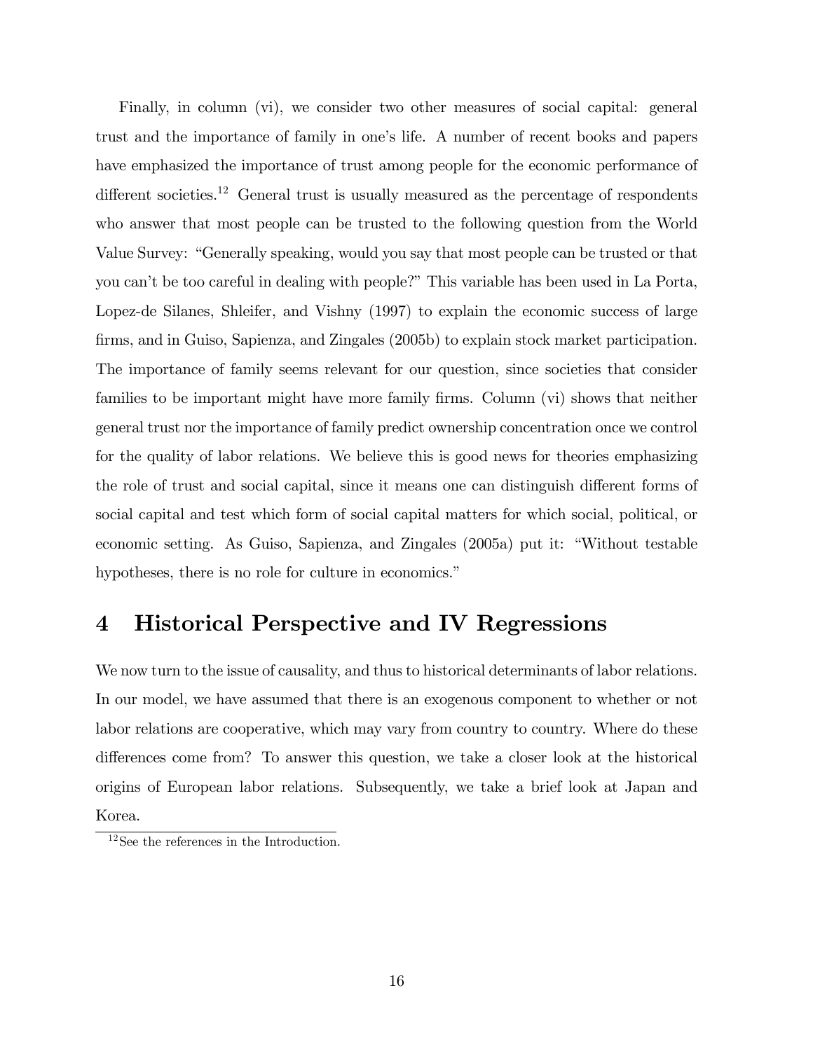Finally, in column (vi), we consider two other measures of social capital: general trust and the importance of family in one's life. A number of recent books and papers have emphasized the importance of trust among people for the economic performance of different societies.[12] General trust is usually measured as the percentage of respondents who answer that most people can be trusted to the following question from the World Value Survey: "Generally speaking, would you say that most people can be trusted or that you can't be too careful in dealing with people?" This variable has been used in La Porta, Lopez-de Silanes, Shleifer, and Vishny (1997) to explain the economic success of large firms, and in Guiso, Sapienza, and Zingales (2005b) to explain stock market participation. The importance of family seems relevant for our question, since societies that consider families to be important might have more family firms. Column (vi) shows that neither general trust nor the importance of family predict ownership concentration once we control for the quality of labor relations. We believe this is good news for theories emphasizing the role of trust and social capital, since it means one can distinguish different forms of social capital and test which form of social capital matters for which social, political, or economic setting. As Guiso, Sapienza, and Zingales (2005a) put it: "Without testable hypotheses, there is no role for culture in economics."

# 4 Historical Perspective and IV Regressions

We now turn to the issue of causality, and thus to historical determinants of labor relations. In our model, we have assumed that there is an exogenous component to whether or not labor relations are cooperative, which may vary from country to country. Where do these differences come from? To answer this question, we take a closer look at the historical origins of European labor relations. Subsequently, we take a brief look at Japan and Korea.

[12] See the references in the Introduction.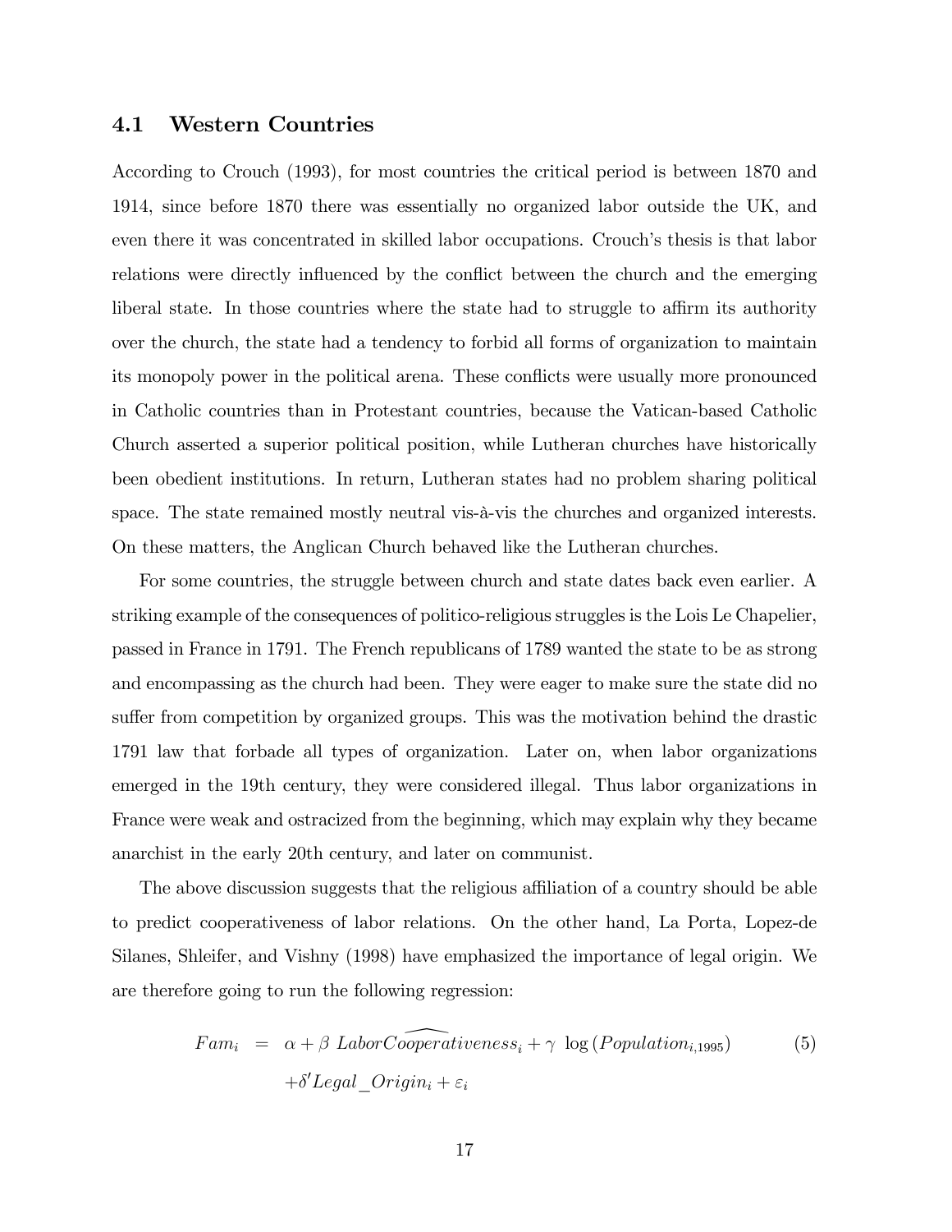## 4.1 Western Countries

According to Crouch (1993), for most countries the critical period is between 1870 and 1914, since before 1870 there was essentially no organized labor outside the UK, and even there it was concentrated in skilled labor occupations. Crouch's thesis is that labor relations were directly influenced by the conflict between the church and the emerging liberal state. In those countries where the state had to struggle to affirm its authority over the church, the state had a tendency to forbid all forms of organization to maintain its monopoly power in the political arena. These conflicts were usually more pronounced in Catholic countries than in Protestant countries, because the Vatican-based Catholic Church asserted a superior political position, while Lutheran churches have historically been obedient institutions. In return, Lutheran states had no problem sharing political space. The state remained mostly neutral vis-à-vis the churches and organized interests. On these matters, the Anglican Church behaved like the Lutheran churches.

For some countries, the struggle between church and state dates back even earlier. A striking example of the consequences of politico-religious struggles is the Lois Le Chapelier, passed in France in 1791. The French republicans of 1789 wanted the state to be as strong and encompassing as the church had been. They were eager to make sure the state did no suffer from competition by organized groups. This was the motivation behind the drastic 1791 law that forbade all types of organization. Later on, when labor organizations emerged in the 19th century, they were considered illegal. Thus labor organizations in France were weak and ostracized from the beginning, which may explain why they became anarchist in the early 20th century, and later on communist.

The above discussion suggests that the religious affiliation of a country should be able to predict cooperativeness of labor relations. On the other hand, La Porta, Lopez-de Silanes, Shleifer, and Vishny (1998) have emphasized the importance of legal origin. We are therefore going to run the following regression:

$$
\begin{aligned}
Fam_i &= \alpha + \beta \ Labor\widehat{Cooperativeness}_i + \gamma \ \log\left(Population_{i,1995}\right) \\
&\quad + \delta' Legal\_Origin_i + \varepsilon_i
\end{aligned}
\tag{5}
$$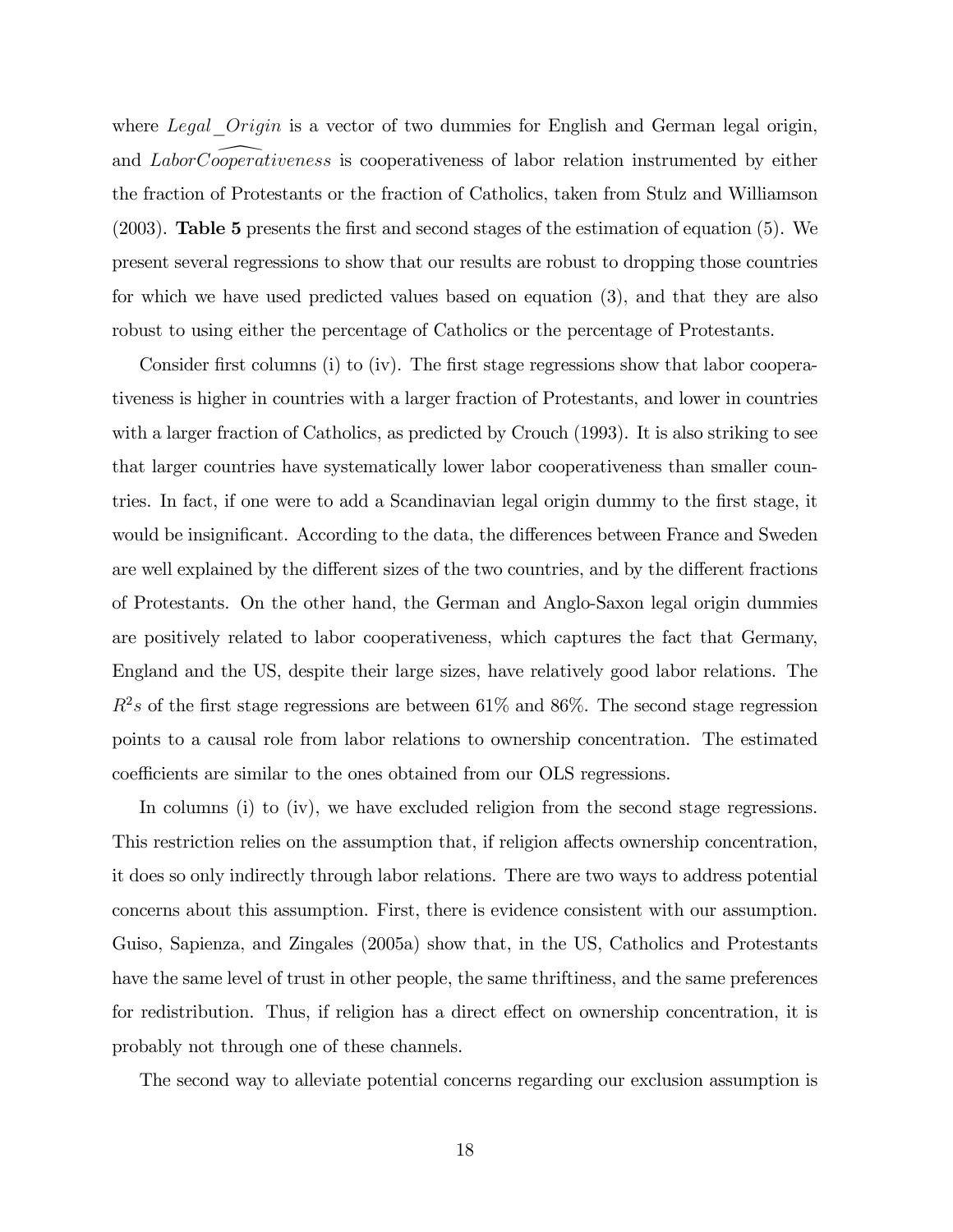where $Legal\_Origin$ is a vector of two dummies for English and German legal origin, and $\widehat{LaborCooperativeness}$ is cooperativeness of labor relation instrumented by either the fraction of Protestants or the fraction of Catholics, taken from Stulz and Williamson (2003). **Table 5** presents the first and second stages of the estimation of equation (5). We present several regressions to show that our results are robust to dropping those countries for which we have used predicted values based on equation (3), and that they are also robust to using either the percentage of Catholics or the percentage of Protestants.

Consider first columns (i) to (iv). The first stage regressions show that labor cooperativeness is higher in countries with a larger fraction of Protestants, and lower in countries with a larger fraction of Catholics, as predicted by Crouch (1993). It is also striking to see that larger countries have systematically lower labor cooperativeness than smaller countries. In fact, if one were to add a Scandinavian legal origin dummy to the first stage, it would be insignificant. According to the data, the differences between France and Sweden are well explained by the different sizes of the two countries, and by the different fractions of Protestants. On the other hand, the German and Anglo-Saxon legal origin dummies are positively related to labor cooperativeness, which captures the fact that Germany, England and the US, despite their large sizes, have relatively good labor relations. The $R^2s$ of the first stage regressions are between 61% and 86%. The second stage regression points to a causal role from labor relations to ownership concentration. The estimated coefficients are similar to the ones obtained from our OLS regressions.

In columns (i) to (iv), we have excluded religion from the second stage regressions. This restriction relies on the assumption that, if religion affects ownership concentration, it does so only indirectly through labor relations. There are two ways to address potential concerns about this assumption. First, there is evidence consistent with our assumption. Guiso, Sapienza, and Zingales (2005a) show that, in the US, Catholics and Protestants have the same level of trust in other people, the same thriftiness, and the same preferences for redistribution. Thus, if religion has a direct effect on ownership concentration, it is probably not through one of these channels.

The second way to alleviate potential concerns regarding our exclusion assumption is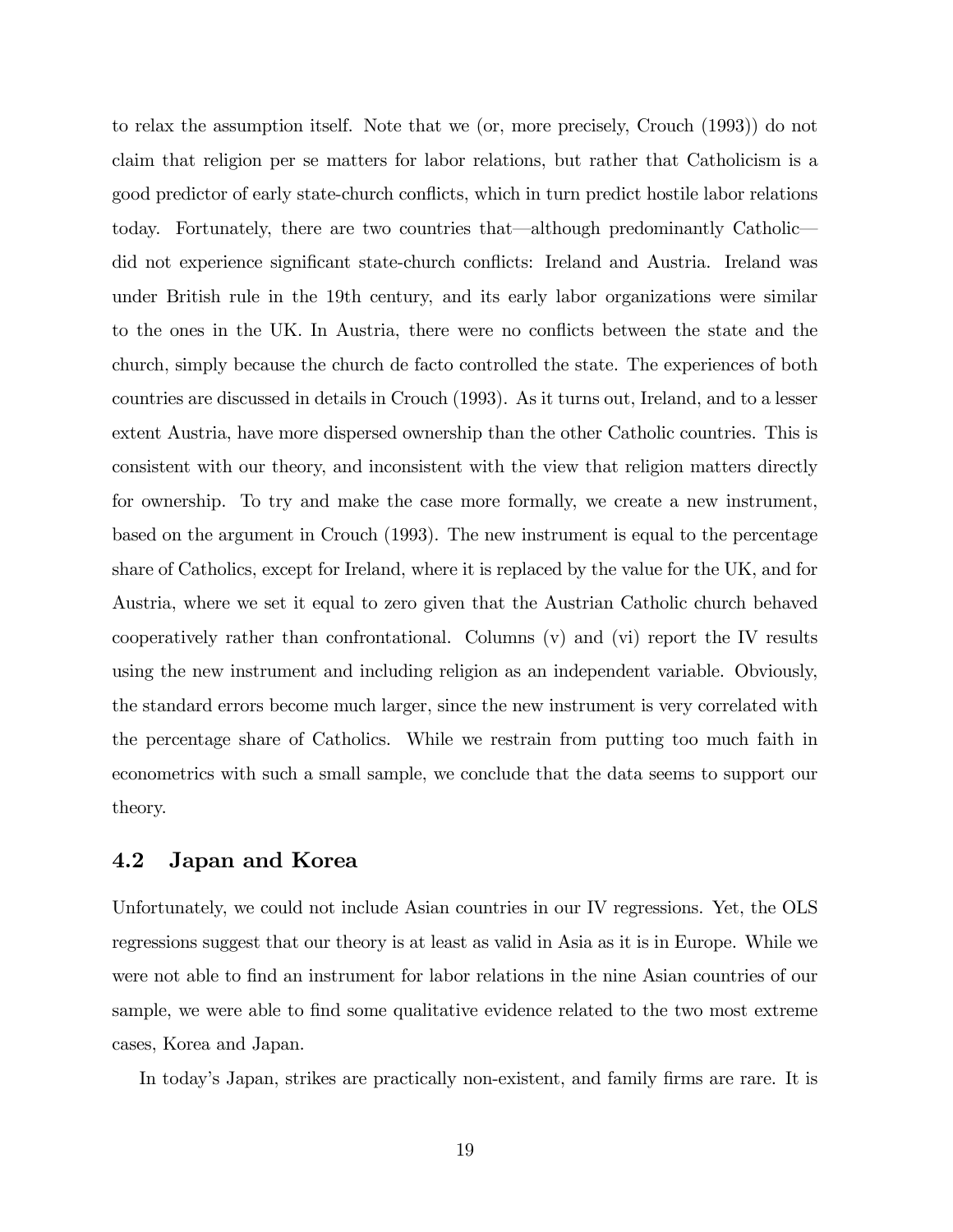to relax the assumption itself. Note that we (or, more precisely, Crouch (1993)) do not claim that religion per se matters for labor relations, but rather that Catholicism is a good predictor of early state-church conflicts, which in turn predict hostile labor relations today. Fortunately, there are two countries that—although predominantly Catholic—did not experience significant state-church conflicts: Ireland and Austria. Ireland was under British rule in the 19th century, and its early labor organizations were similar to the ones in the UK. In Austria, there were no conflicts between the state and the church, simply because the church de facto controlled the state. The experiences of both countries are discussed in details in Crouch (1993). As it turns out, Ireland, and to a lesser extent Austria, have more dispersed ownership than the other Catholic countries. This is consistent with our theory, and inconsistent with the view that religion matters directly for ownership. To try and make the case more formally, we create a new instrument, based on the argument in Crouch (1993). The new instrument is equal to the percentage share of Catholics, except for Ireland, where it is replaced by the value for the UK, and for Austria, where we set it equal to zero given that the Austrian Catholic church behaved cooperatively rather than confrontational. Columns (v) and (vi) report the IV results using the new instrument and including religion as an independent variable. Obviously, the standard errors become much larger, since the new instrument is very correlated with the percentage share of Catholics. While we restrain from putting too much faith in econometrics with such a small sample, we conclude that the data seems to support our theory.

## 4.2 Japan and Korea

Unfortunately, we could not include Asian countries in our IV regressions. Yet, the OLS regressions suggest that our theory is at least as valid in Asia as it is in Europe. While we were not able to find an instrument for labor relations in the nine Asian countries of our sample, we were able to find some qualitative evidence related to the two most extreme cases, Korea and Japan.

In today's Japan, strikes are practically non-existent, and family firms are rare. It is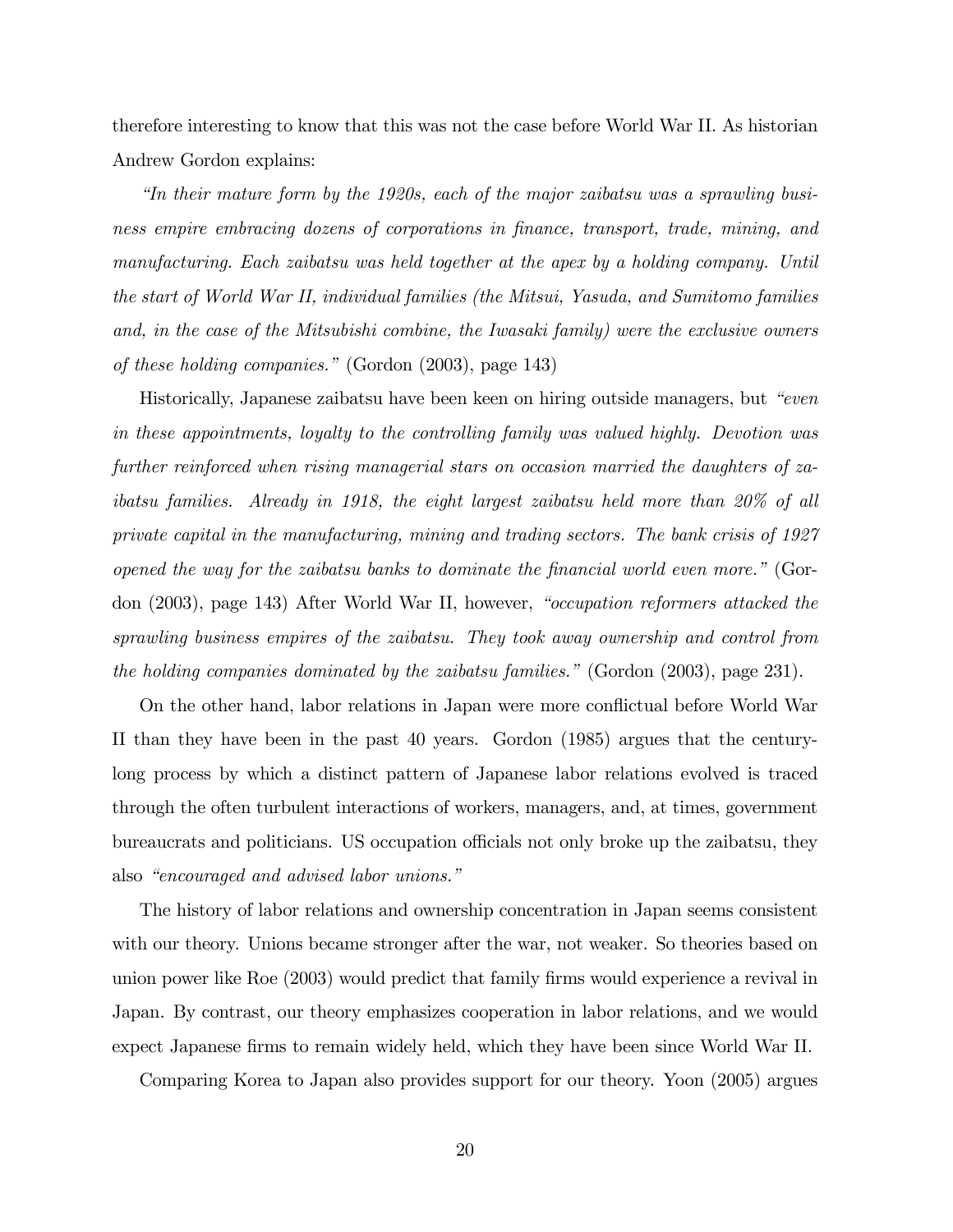therefore interesting to know that this was not the case before World War II. As historian Andrew Gordon explains:

*"In their mature form by the 1920s, each of the major zaibatsu was a sprawling business empire embracing dozens of corporations in finance, transport, trade, mining, and manufacturing. Each zaibatsu was held together at the apex by a holding company. Until the start of World War II, individual families (the Mitsui, Yasuda, and Sumitomo families and, in the case of the Mitsubishi combine, the Iwasaki family) were the exclusive owners of these holding companies."* (Gordon (2003), page 143)

Historically, Japanese zaibatsu have been keen on hiring outside managers, but *"even in these appointments, loyalty to the controlling family was valued highly. Devotion was further reinforced when rising managerial stars on occasion married the daughters of zaibatsu families. Already in 1918, the eight largest zaibatsu held more than 20% of all private capital in the manufacturing, mining and trading sectors. The bank crisis of 1927 opened the way for the zaibatsu banks to dominate the financial world even more."* (Gordon (2003), page 143) After World War II, however, *"occupation reformers attacked the sprawling business empires of the zaibatsu. They took away ownership and control from the holding companies dominated by the zaibatsu families."* (Gordon (2003), page 231).

On the other hand, labor relations in Japan were more conflictual before World War II than they have been in the past 40 years. Gordon (1985) argues that the century-long process by which a distinct pattern of Japanese labor relations evolved is traced through the often turbulent interactions of workers, managers, and, at times, government bureaucrats and politicians. US occupation officials not only broke up the zaibatsu, they also *"encouraged and advised labor unions."*

The history of labor relations and ownership concentration in Japan seems consistent with our theory. Unions became stronger after the war, not weaker. So theories based on union power like Roe (2003) would predict that family firms would experience a revival in Japan. By contrast, our theory emphasizes cooperation in labor relations, and we would expect Japanese firms to remain widely held, which they have been since World War II.

Comparing Korea to Japan also provides support for our theory. Yoon (2005) argues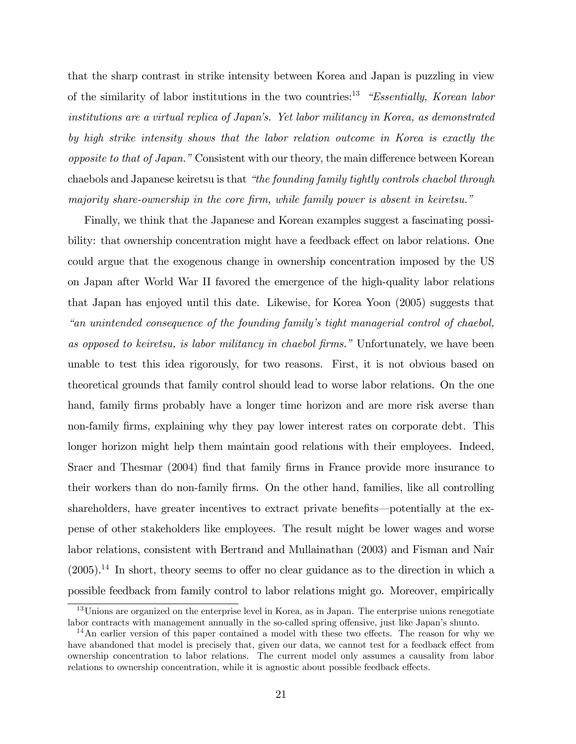that the sharp contrast in strike intensity between Korea and Japan is puzzling in view of the similarity of labor institutions in the two countries:[13] *"Essentially, Korean labor institutions are a virtual replica of Japan's. Yet labor militancy in Korea, as demonstrated by high strike intensity shows that the labor relation outcome in Korea is exactly the opposite to that of Japan."* Consistent with our theory, the main difference between Korean chaebols and Japanese keiretsu is that *"the founding family tightly controls chaebol through majority share-ownership in the core firm, while family power is absent in keiretsu."*

Finally, we think that the Japanese and Korean examples suggest a fascinating possibility: that ownership concentration might have a feedback effect on labor relations. One could argue that the exogenous change in ownership concentration imposed by the US on Japan after World War II favored the emergence of the high-quality labor relations that Japan has enjoyed until this date. Likewise, for Korea Yoon (2005) suggests that *"an unintended consequence of the founding family's tight managerial control of chaebol, as opposed to keiretsu, is labor militancy in chaebol firms."* Unfortunately, we have been unable to test this idea rigorously, for two reasons. First, it is not obvious based on theoretical grounds that family control should lead to worse labor relations. On the one hand, family firms probably have a longer time horizon and are more risk averse than non-family firms, explaining why they pay lower interest rates on corporate debt. This longer horizon might help them maintain good relations with their employees. Indeed, Sraer and Thesmar (2004) find that family firms in France provide more insurance to their workers than do non-family firms. On the other hand, families, like all controlling shareholders, have greater incentives to extract private benefits—potentially at the expense of other stakeholders like employees. The result might be lower wages and worse labor relations, consistent with Bertrand and Mullainathan (2003) and Fisman and Nair (2005).[14] In short, theory seems to offer no clear guidance as to the direction in which a possible feedback from family control to labor relations might go. Moreover, empirically

[13] Unions are organized on the enterprise level in Korea, as in Japan. The enterprise unions renegotiate labor contracts with management annually in the so-called spring offensive, just like Japan's shunto.

[14] An earlier version of this paper contained a model with these two effects. The reason for why we have abandoned that model is precisely that, given our data, we cannot test for a feedback effect from ownership concentration to labor relations. The current model only assumes a causality from labor relations to ownership concentration, while it is agnostic about possible feedback effects.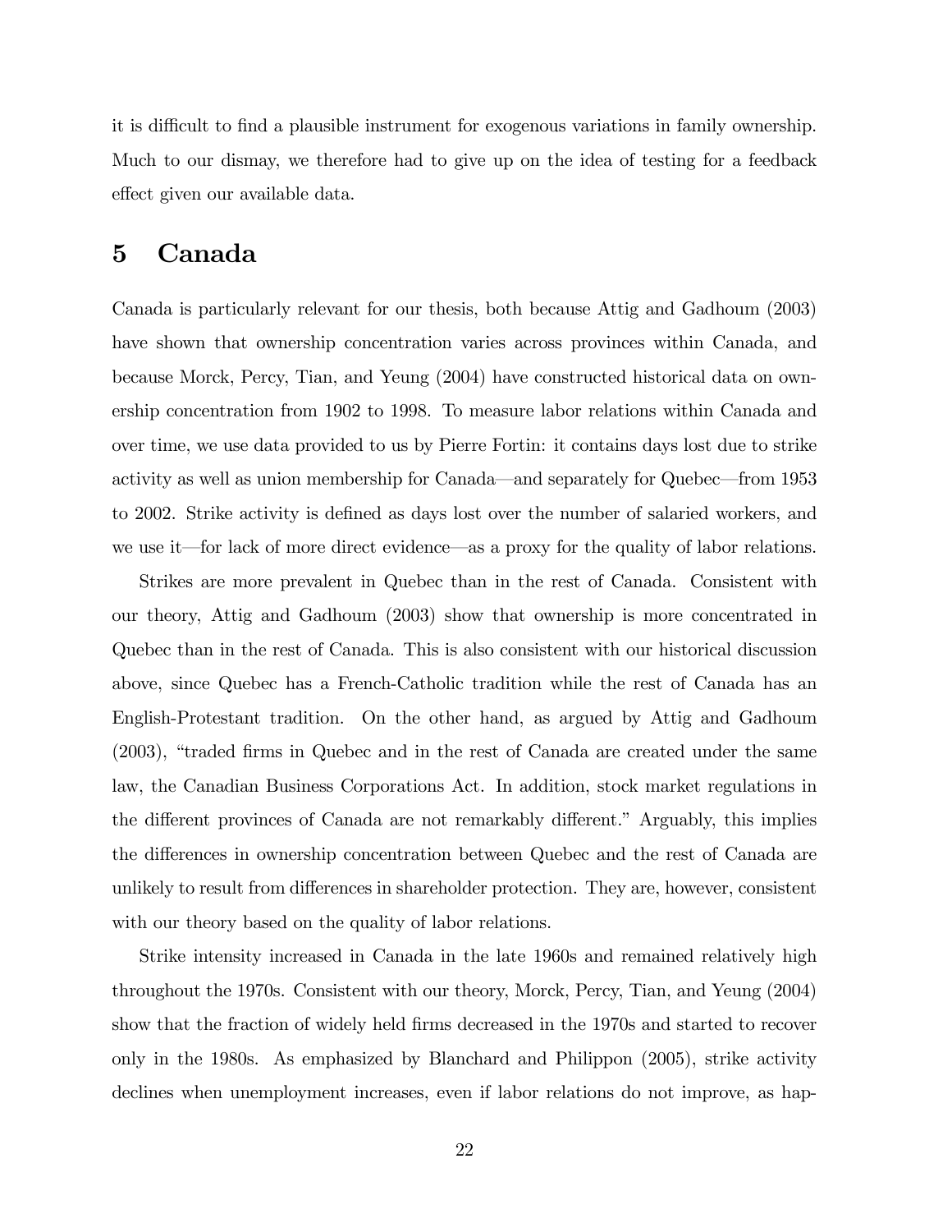it is difficult to find a plausible instrument for exogenous variations in family ownership. Much to our dismay, we therefore had to give up on the idea of testing for a feedback effect given our available data.

# 5 Canada

Canada is particularly relevant for our thesis, both because Attig and Gadhoum (2003) have shown that ownership concentration varies across provinces within Canada, and because Morck, Percy, Tian, and Yeung (2004) have constructed historical data on ownership concentration from 1902 to 1998. To measure labor relations within Canada and over time, we use data provided to us by Pierre Fortin: it contains days lost due to strike activity as well as union membership for Canada—and separately for Quebec—from 1953 to 2002. Strike activity is defined as days lost over the number of salaried workers, and we use it—for lack of more direct evidence—as a proxy for the quality of labor relations.

Strikes are more prevalent in Quebec than in the rest of Canada. Consistent with our theory, Attig and Gadhoum (2003) show that ownership is more concentrated in Quebec than in the rest of Canada. This is also consistent with our historical discussion above, since Quebec has a French-Catholic tradition while the rest of Canada has an English-Protestant tradition. On the other hand, as argued by Attig and Gadhoum (2003), "traded firms in Quebec and in the rest of Canada are created under the same law, the Canadian Business Corporations Act. In addition, stock market regulations in the different provinces of Canada are not remarkably different." Arguably, this implies the differences in ownership concentration between Quebec and the rest of Canada are unlikely to result from differences in shareholder protection. They are, however, consistent with our theory based on the quality of labor relations.

Strike intensity increased in Canada in the late 1960s and remained relatively high throughout the 1970s. Consistent with our theory, Morck, Percy, Tian, and Yeung (2004) show that the fraction of widely held firms decreased in the 1970s and started to recover only in the 1980s. As emphasized by Blanchard and Philippon (2005), strike activity declines when unemployment increases, even if labor relations do not improve, as hap-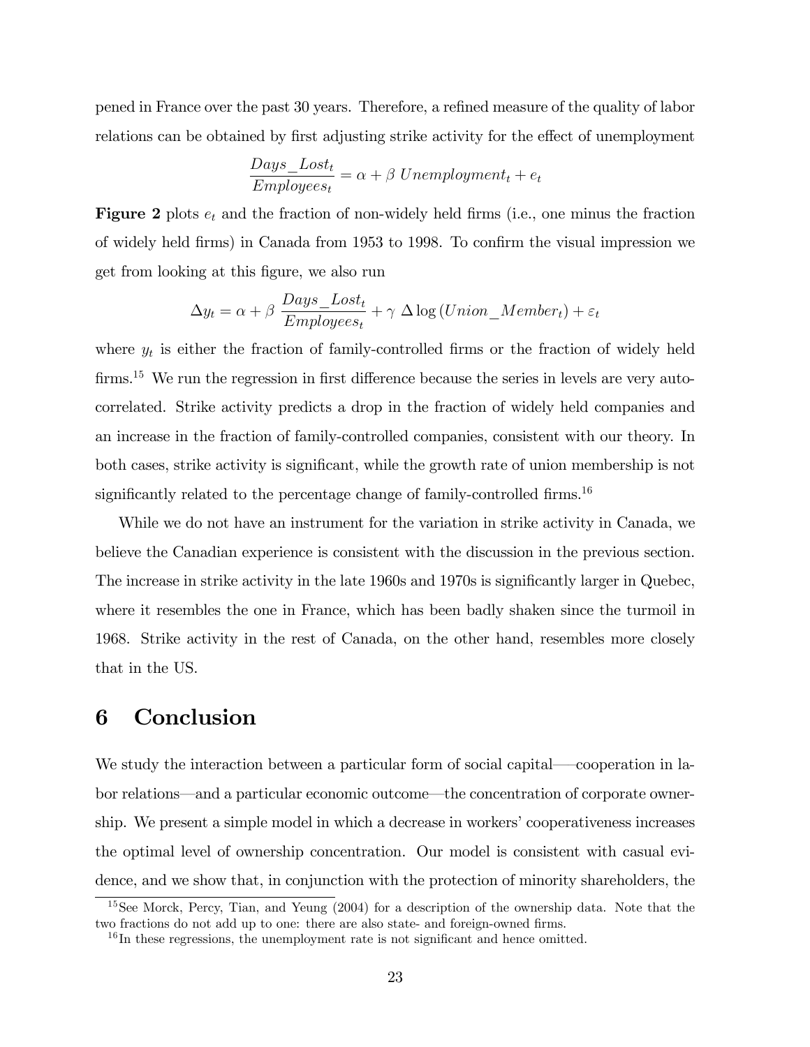pened in France over the past 30 years. Therefore, a refined measure of the quality of labor relations can be obtained by first adjusting strike activity for the effect of unemployment

$$\frac{Days\_Lost_t}{Employees_t} = \alpha + \beta \; Unemployment_t + e_t$$

**Figure 2** plots $e_t$ and the fraction of non-widely held firms (i.e., one minus the fraction of widely held firms) in Canada from 1953 to 1998. To confirm the visual impression we get from looking at this figure, we also run

$$\Delta y_t = \alpha + \beta \; \frac{Days\_Lost_t}{Employees_t} + \gamma \; \Delta \log \left( Union\_Member_t \right) + \varepsilon_t$$

where $y_t$ is either the fraction of family-controlled firms or the fraction of widely held firms.[15] We run the regression in first difference because the series in levels are very autocorrelated. Strike activity predicts a drop in the fraction of widely held companies and an increase in the fraction of family-controlled companies, consistent with our theory. In both cases, strike activity is significant, while the growth rate of union membership is not significantly related to the percentage change of family-controlled firms.[16]

While we do not have an instrument for the variation in strike activity in Canada, we believe the Canadian experience is consistent with the discussion in the previous section. The increase in strike activity in the late 1960s and 1970s is significantly larger in Quebec, where it resembles the one in France, which has been badly shaken since the turmoil in 1968. Strike activity in the rest of Canada, on the other hand, resembles more closely that in the US.

# 6 Conclusion

We study the interaction between a particular form of social capital—cooperation in labor relations—and a particular economic outcome—the concentration of corporate ownership. We present a simple model in which a decrease in workers' cooperativeness increases the optimal level of ownership concentration. Our model is consistent with casual evidence, and we show that, in conjunction with the protection of minority shareholders, the

[15] See Morck, Percy, Tian, and Yeung (2004) for a description of the ownership data. Note that the two fractions do not add up to one: there are also state- and foreign-owned firms.

[16] In these regressions, the unemployment rate is not significant and hence omitted.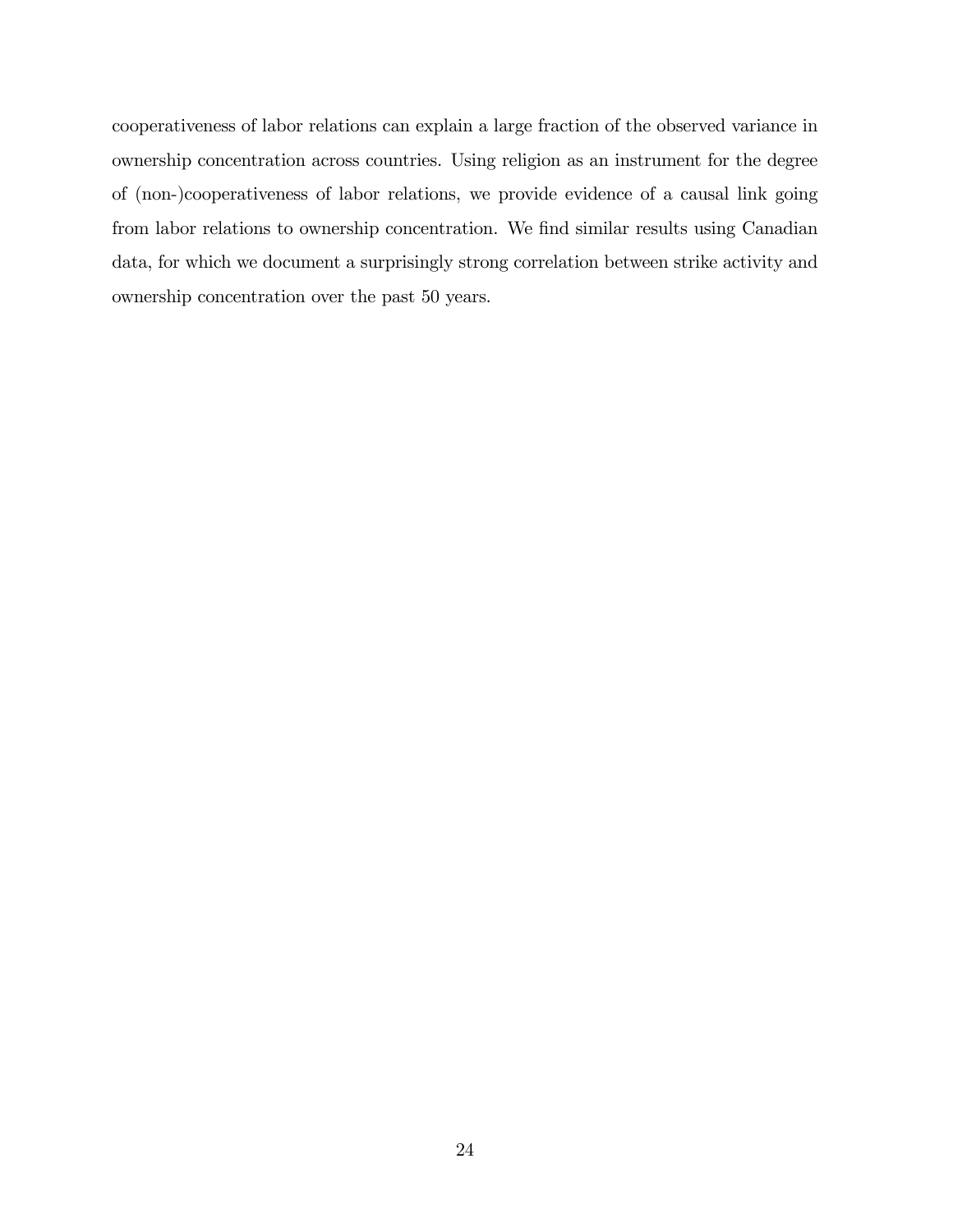cooperativeness of labor relations can explain a large fraction of the observed variance in ownership concentration across countries. Using religion as an instrument for the degree of (non-)cooperativeness of labor relations, we provide evidence of a causal link going from labor relations to ownership concentration. We find similar results using Canadian data, for which we document a surprisingly strong correlation between strike activity and ownership concentration over the past 50 years.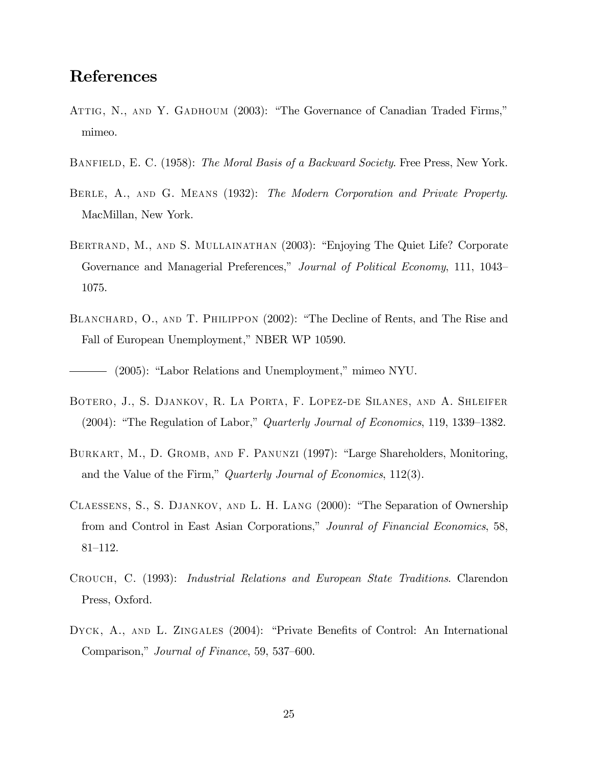## References

Attig, N., and Y. Gadhoum (2003): "The Governance of Canadian Traded Firms," mimeo.

Banfield, E. C. (1958): *The Moral Basis of a Backward Society*. Free Press, New York.

Berle, A., and G. Means (1932): *The Modern Corporation and Private Property*. MacMillan, New York.

Bertrand, M., and S. Mullainathan (2003): "Enjoying The Quiet Life? Corporate Governance and Managerial Preferences," *Journal of Political Economy*, 111, 1043–1075.

Blanchard, O., and T. Philippon (2002): "The Decline of Rents, and The Rise and Fall of European Unemployment," NBER WP 10590.

——— (2005): "Labor Relations and Unemployment," mimeo NYU.

Botero, J., S. Djankov, R. La Porta, F. Lopez-de Silanes, and A. Shleifer (2004): "The Regulation of Labor," *Quarterly Journal of Economics*, 119, 1339–1382.

Burkart, M., D. Gromb, and F. Panunzi (1997): "Large Shareholders, Monitoring, and the Value of the Firm," *Quarterly Journal of Economics*, 112(3).

Claessens, S., S. Djankov, and L. H. Lang (2000): "The Separation of Ownership from and Control in East Asian Corporations," *Jounral of Financial Economics*, 58, 81–112.

Crouch, C. (1993): *Industrial Relations and European State Traditions*. Clarendon Press, Oxford.

Dyck, A., and L. Zingales (2004): "Private Benefits of Control: An International Comparison," *Journal of Finance*, 59, 537–600.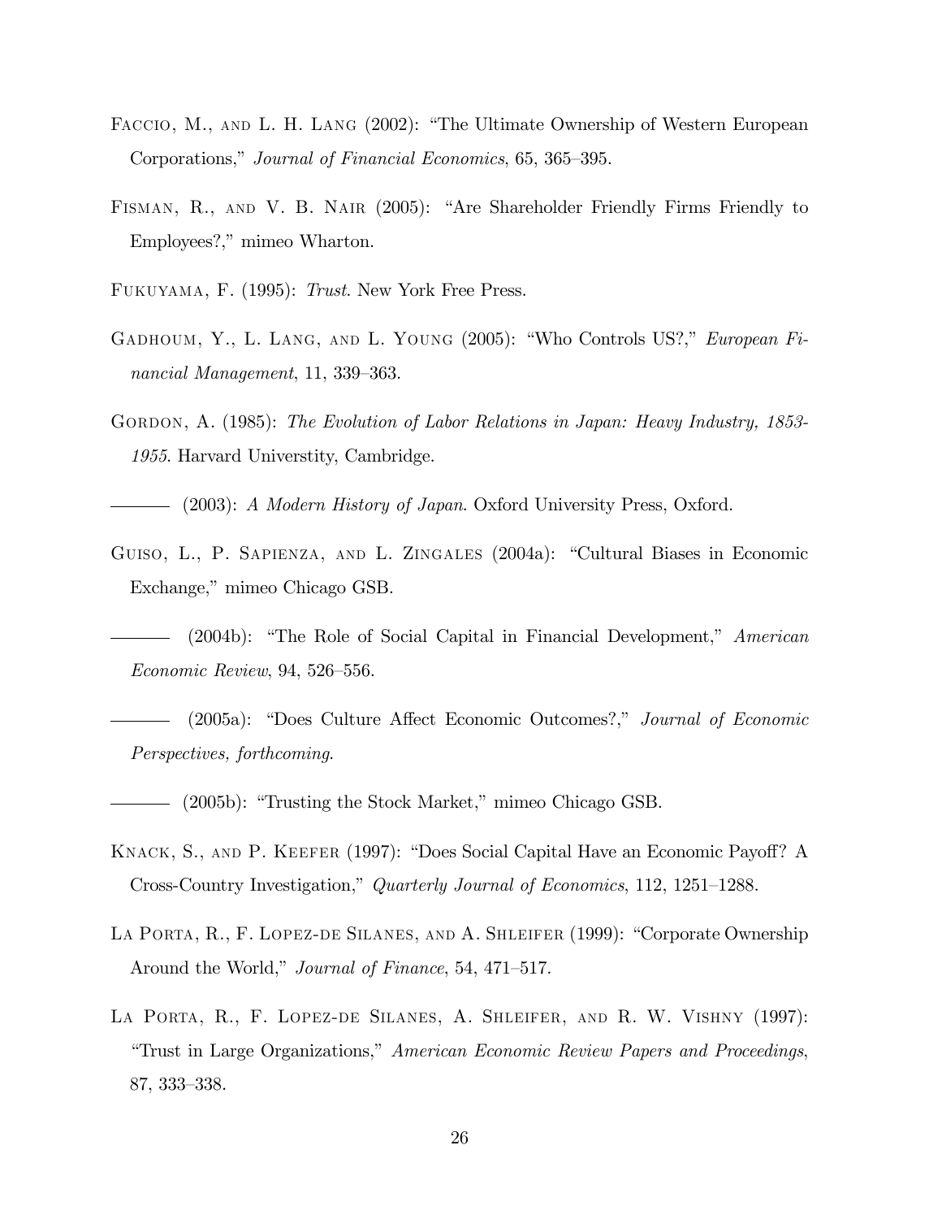Faccio, M., and L. H. Lang (2002): "The Ultimate Ownership of Western European Corporations," *Journal of Financial Economics*, 65, 365–395.

Fisman, R., and V. B. Nair (2005): "Are Shareholder Friendly Firms Friendly to Employees?," mimeo Wharton.

Fukuyama, F. (1995): *Trust*. New York Free Press.

Gadhoum, Y., L. Lang, and L. Young (2005): "Who Controls US?," *European Financial Management*, 11, 339–363.

Gordon, A. (1985): *The Evolution of Labor Relations in Japan: Heavy Industry, 1853-1955*. Harvard Universtity, Cambridge.

——— (2003): *A Modern History of Japan*. Oxford University Press, Oxford.

Guiso, L., P. Sapienza, and L. Zingales (2004a): "Cultural Biases in Economic Exchange," mimeo Chicago GSB.

——— (2004b): "The Role of Social Capital in Financial Development," *American Economic Review*, 94, 526–556.

——— (2005a): "Does Culture Affect Economic Outcomes?," *Journal of Economic Perspectives, forthcoming*.

——— (2005b): "Trusting the Stock Market," mimeo Chicago GSB.

Knack, S., and P. Keefer (1997): "Does Social Capital Have an Economic Payoff? A Cross-Country Investigation," *Quarterly Journal of Economics*, 112, 1251–1288.

La Porta, R., F. Lopez-de Silanes, and A. Shleifer (1999): "Corporate Ownership Around the World," *Journal of Finance*, 54, 471–517.

La Porta, R., F. Lopez-de Silanes, A. Shleifer, and R. W. Vishny (1997): "Trust in Large Organizations," *American Economic Review Papers and Proceedings*, 87, 333–338.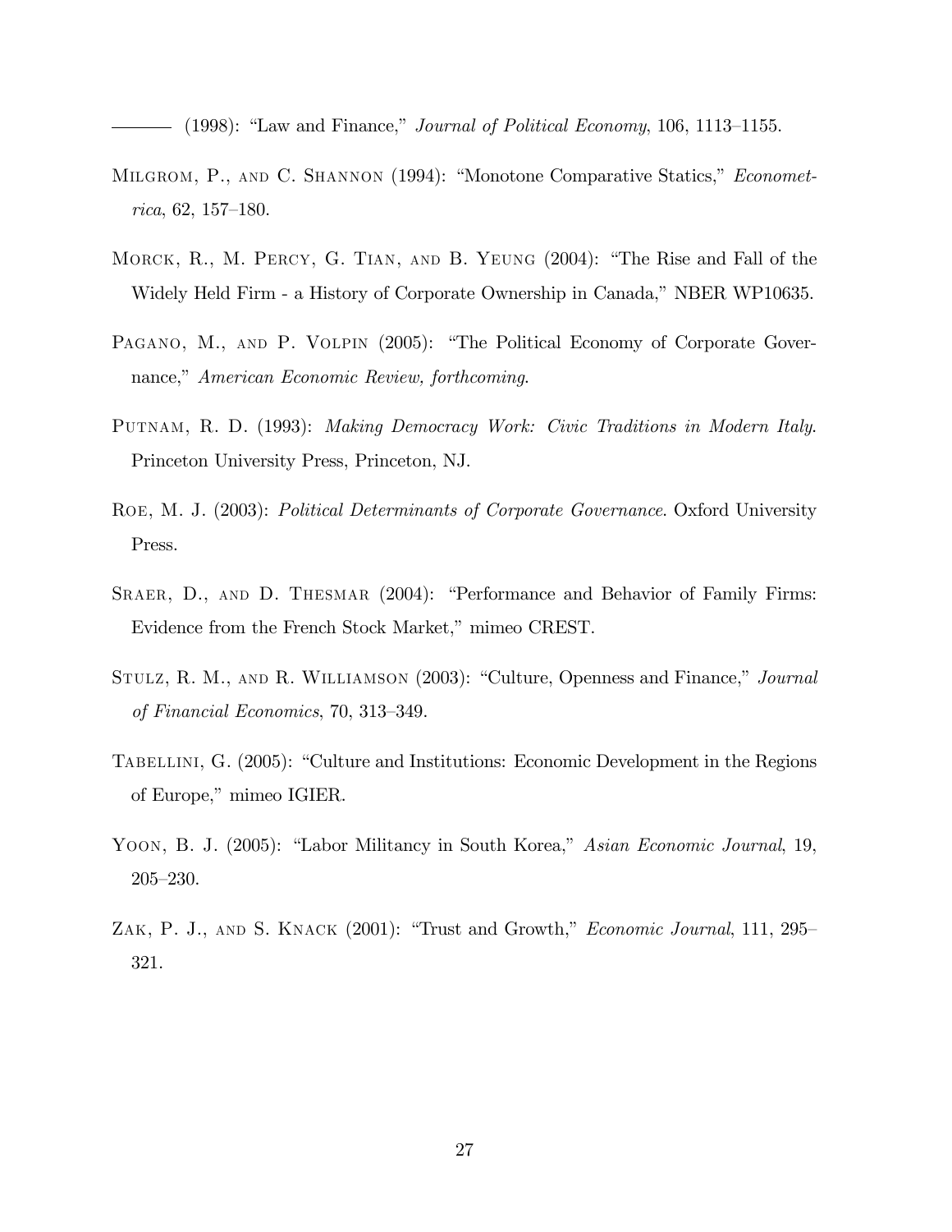——— (1998): "Law and Finance," *Journal of Political Economy*, 106, 1113–1155.

Milgrom, P., and C. Shannon (1994): "Monotone Comparative Statics," *Econometrica*, 62, 157–180.

Morck, R., M. Percy, G. Tian, and B. Yeung (2004): "The Rise and Fall of the Widely Held Firm - a History of Corporate Ownership in Canada," NBER WP10635.

Pagano, M., and P. Volpin (2005): "The Political Economy of Corporate Governance," *American Economic Review, forthcoming*.

Putnam, R. D. (1993): *Making Democracy Work: Civic Traditions in Modern Italy*. Princeton University Press, Princeton, NJ.

Roe, M. J. (2003): *Political Determinants of Corporate Governance*. Oxford University Press.

Sraer, D., and D. Thesmar (2004): "Performance and Behavior of Family Firms: Evidence from the French Stock Market," mimeo CREST.

Stulz, R. M., and R. Williamson (2003): "Culture, Openness and Finance," *Journal of Financial Economics*, 70, 313–349.

Tabellini, G. (2005): "Culture and Institutions: Economic Development in the Regions of Europe," mimeo IGIER.

Yoon, B. J. (2005): "Labor Militancy in South Korea," *Asian Economic Journal*, 19, 205–230.

Zak, P. J., and S. Knack (2001): "Trust and Growth," *Economic Journal*, 111, 295–321.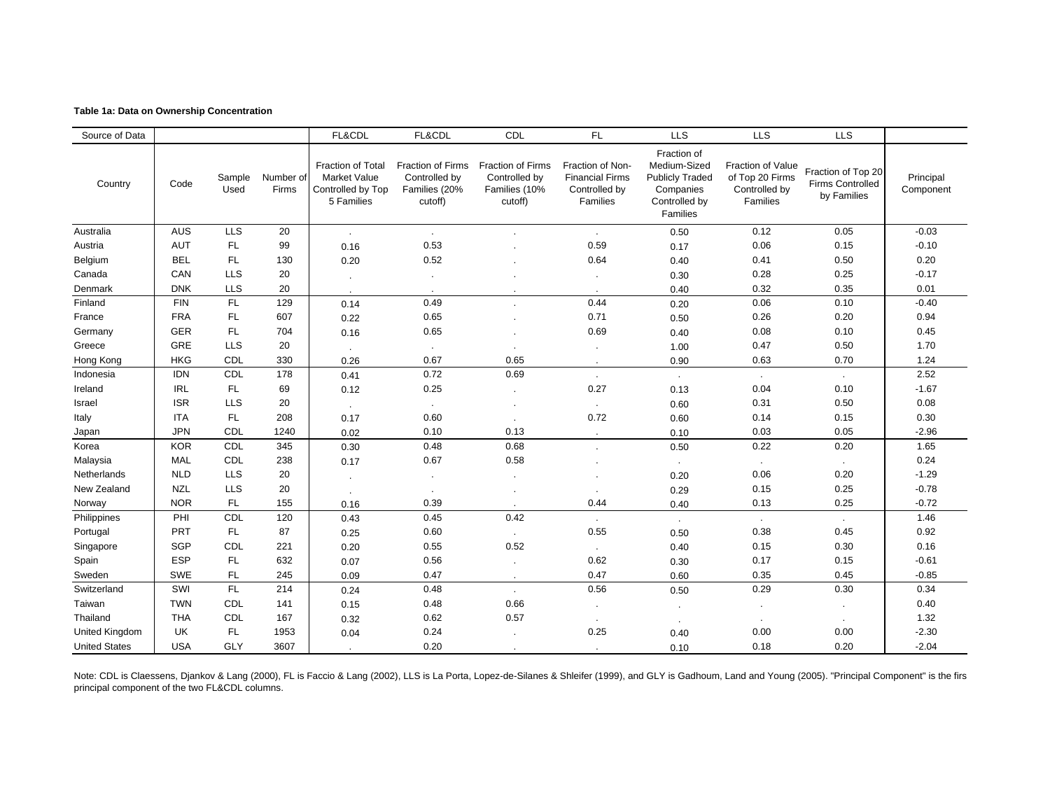**Table 1a: Data on Ownership Concentration**

| Source of Data | | | | FL&CDL | FL&CDL | CDL | FL | LLS | LLS | LLS | |
|---|---|---|---|---|---|---|---|---|---|---|---|
| Country | Code | Sample Used | Number of Firms | Fraction of Total Market Value Controlled by Top 5 Families | Fraction of Firms Controlled by Families (20% cutoff) | Fraction of Firms Controlled by Families (10% cutoff) | Fraction of Non-Financial Firms Controlled by Families | Fraction of Medium-Sized Publicly Traded Companies Controlled by Families | Fraction of Value of Top 20 Firms Controlled by Families | Fraction of Top 20 Firms Controlled by Families | Principal Component |
| Australia | AUS | LLS | 20 | . | . | . | . | 0.50 | 0.12 | 0.05 | -0.03 |
| Austria | AUT | FL | 99 | 0.16 | 0.53 | . | 0.59 | 0.17 | 0.06 | 0.15 | -0.10 |
| Belgium | BEL | FL | 130 | 0.20 | 0.52 | . | 0.64 | 0.40 | 0.41 | 0.50 | 0.20 |
| Canada | CAN | LLS | 20 | . | . | . | . | 0.30 | 0.28 | 0.25 | -0.17 |
| Denmark | DNK | LLS | 20 | . | . | . | . | 0.40 | 0.32 | 0.35 | 0.01 |
| Finland | FIN | FL | 129 | 0.14 | 0.49 | . | 0.44 | 0.20 | 0.06 | 0.10 | -0.40 |
| France | FRA | FL | 607 | 0.22 | 0.65 | . | 0.71 | 0.50 | 0.26 | 0.20 | 0.94 |
| Germany | GER | FL | 704 | 0.16 | 0.65 | . | 0.69 | 0.40 | 0.08 | 0.10 | 0.45 |
| Greece | GRE | LLS | 20 | . | . | . | . | 1.00 | 0.47 | 0.50 | 1.70 |
| Hong Kong | HKG | CDL | 330 | 0.26 | 0.67 | 0.65 | . | 0.90 | 0.63 | 0.70 | 1.24 |
| Indonesia | IDN | CDL | 178 | 0.41 | 0.72 | 0.69 | . | . | . | . | 2.52 |
| Ireland | IRL | FL | 69 | 0.12 | 0.25 | . | 0.27 | 0.13 | 0.04 | 0.10 | -1.67 |
| Israel | ISR | LLS | 20 | . | . | . | . | 0.60 | 0.31 | 0.50 | 0.08 |
| Italy | ITA | FL | 208 | 0.17 | 0.60 | . | 0.72 | 0.60 | 0.14 | 0.15 | 0.30 |
| Japan | JPN | CDL | 1240 | 0.02 | 0.10 | 0.13 | . | 0.10 | 0.03 | 0.05 | -2.96 |
| Korea | KOR | CDL | 345 | 0.30 | 0.48 | 0.68 | . | 0.50 | 0.22 | 0.20 | 1.65 |
| Malaysia | MAL | CDL | 238 | 0.17 | 0.67 | 0.58 | . | . | . | . | 0.24 |
| Netherlands | NLD | LLS | 20 | . | . | . | . | 0.20 | 0.06 | 0.20 | -1.29 |
| New Zealand | NZL | LLS | 20 | . | . | . | . | 0.29 | 0.15 | 0.25 | -0.78 |
| Norway | NOR | FL | 155 | 0.16 | 0.39 | . | 0.44 | 0.40 | 0.13 | 0.25 | -0.72 |
| Philippines | PHI | CDL | 120 | 0.43 | 0.45 | 0.42 | . | . | . | . | 1.46 |
| Portugal | PRT | FL | 87 | 0.25 | 0.60 | . | 0.55 | 0.50 | 0.38 | 0.45 | 0.92 |
| Singapore | SGP | CDL | 221 | 0.20 | 0.55 | 0.52 | . | 0.40 | 0.15 | 0.30 | 0.16 |
| Spain | ESP | FL | 632 | 0.07 | 0.56 | . | 0.62 | 0.30 | 0.17 | 0.15 | -0.61 |
| Sweden | SWE | FL | 245 | 0.09 | 0.47 | . | 0.47 | 0.60 | 0.35 | 0.45 | -0.85 |
| Switzerland | SWI | FL | 214 | 0.24 | 0.48 | . | 0.56 | 0.50 | 0.29 | 0.30 | 0.34 |
| Taiwan | TWN | CDL | 141 | 0.15 | 0.48 | 0.66 | . | . | . | . | 0.40 |
| Thailand | THA | CDL | 167 | 0.32 | 0.62 | 0.57 | . | . | . | . | 1.32 |
| United Kingdom | UK | FL | 1953 | 0.04 | 0.24 | . | 0.25 | 0.40 | 0.00 | 0.00 | -2.30 |
| United States | USA | GLY | 3607 | . | 0.20 | . | . | 0.10 | 0.18 | 0.20 | -2.04 |

Note: CDL is Claessens, Djankov & Lang (2000), FL is Faccio & Lang (2002), LLS is La Porta, Lopez-de-Silanes & Shleifer (1999), and GLY is Gadhoum, Land and Young (2005). "Principal Component" is the firs principal component of the two FL&CDL columns.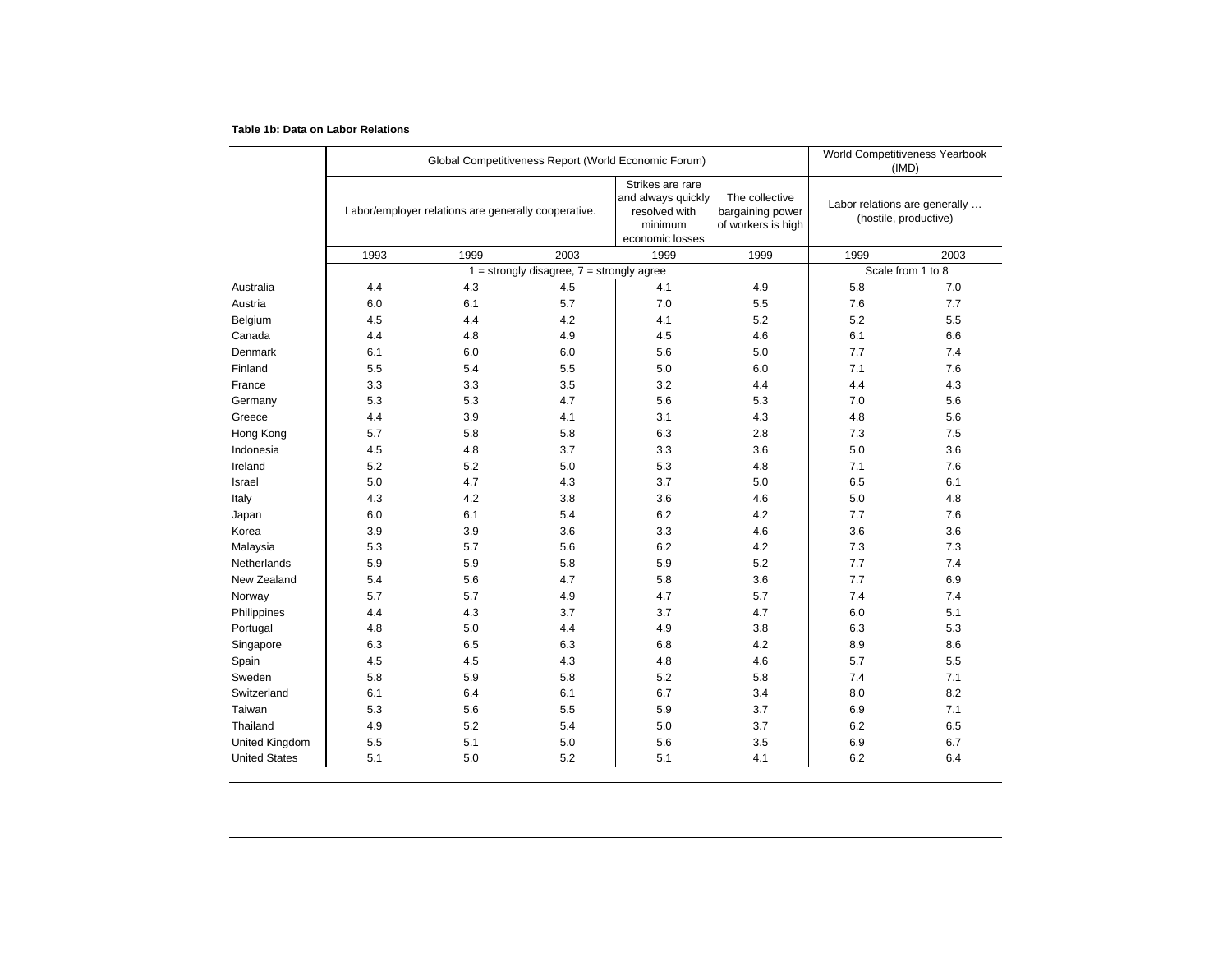**Table 1b: Data on Labor Relations**

| | Global Competitiveness Report (World Economic Forum) | | | | | World Competitiveness Yearbook (IMD) | |
|---|---|---|---|---|---|---|---|
| | Labor/employer relations are generally cooperative. | | | Strikes are rare and always quickly resolved with minimum economic losses | The collective bargaining power of workers is high | Labor relations are generally … (hostile, productive) | |
| | 1993 | 1999 | 2003 | 1999 | 1999 | 1999 | 2003 |
| | 1 = strongly disagree, 7 = strongly agree | | | | | Scale from 1 to 8 | |
| Australia | 4.4 | 4.3 | 4.5 | 4.1 | 4.9 | 5.8 | 7.0 |
| Austria | 6.0 | 6.1 | 5.7 | 7.0 | 5.5 | 7.6 | 7.7 |
| Belgium | 4.5 | 4.4 | 4.2 | 4.1 | 5.2 | 5.2 | 5.5 |
| Canada | 4.4 | 4.8 | 4.9 | 4.5 | 4.6 | 6.1 | 6.6 |
| Denmark | 6.1 | 6.0 | 6.0 | 5.6 | 5.0 | 7.7 | 7.4 |
| Finland | 5.5 | 5.4 | 5.5 | 5.0 | 6.0 | 7.1 | 7.6 |
| France | 3.3 | 3.3 | 3.5 | 3.2 | 4.4 | 4.4 | 4.3 |
| Germany | 5.3 | 5.3 | 4.7 | 5.6 | 5.3 | 7.0 | 5.6 |
| Greece | 4.4 | 3.9 | 4.1 | 3.1 | 4.3 | 4.8 | 5.6 |
| Hong Kong | 5.7 | 5.8 | 5.8 | 6.3 | 2.8 | 7.3 | 7.5 |
| Indonesia | 4.5 | 4.8 | 3.7 | 3.3 | 3.6 | 5.0 | 3.6 |
| Ireland | 5.2 | 5.2 | 5.0 | 5.3 | 4.8 | 7.1 | 7.6 |
| Israel | 5.0 | 4.7 | 4.3 | 3.7 | 5.0 | 6.5 | 6.1 |
| Italy | 4.3 | 4.2 | 3.8 | 3.6 | 4.6 | 5.0 | 4.8 |
| Japan | 6.0 | 6.1 | 5.4 | 6.2 | 4.2 | 7.7 | 7.6 |
| Korea | 3.9 | 3.9 | 3.6 | 3.3 | 4.6 | 3.6 | 3.6 |
| Malaysia | 5.3 | 5.7 | 5.6 | 6.2 | 4.2 | 7.3 | 7.3 |
| Netherlands | 5.9 | 5.9 | 5.8 | 5.9 | 5.2 | 7.7 | 7.4 |
| New Zealand | 5.4 | 5.6 | 4.7 | 5.8 | 3.6 | 7.7 | 6.9 |
| Norway | 5.7 | 5.7 | 4.9 | 4.7 | 5.7 | 7.4 | 7.4 |
| Philippines | 4.4 | 4.3 | 3.7 | 3.7 | 4.7 | 6.0 | 5.1 |
| Portugal | 4.8 | 5.0 | 4.4 | 4.9 | 3.8 | 6.3 | 5.3 |
| Singapore | 6.3 | 6.5 | 6.3 | 6.8 | 4.2 | 8.9 | 8.6 |
| Spain | 4.5 | 4.5 | 4.3 | 4.8 | 4.6 | 5.7 | 5.5 |
| Sweden | 5.8 | 5.9 | 5.8 | 5.2 | 5.8 | 7.4 | 7.1 |
| Switzerland | 6.1 | 6.4 | 6.1 | 6.7 | 3.4 | 8.0 | 8.2 |
| Taiwan | 5.3 | 5.6 | 5.5 | 5.9 | 3.7 | 6.9 | 7.1 |
| Thailand | 4.9 | 5.2 | 5.4 | 5.0 | 3.7 | 6.2 | 6.5 |
| United Kingdom | 5.5 | 5.1 | 5.0 | 5.6 | 3.5 | 6.9 | 6.7 |
| United States | 5.1 | 5.0 | 5.2 | 5.1 | 4.1 | 6.2 | 6.4 |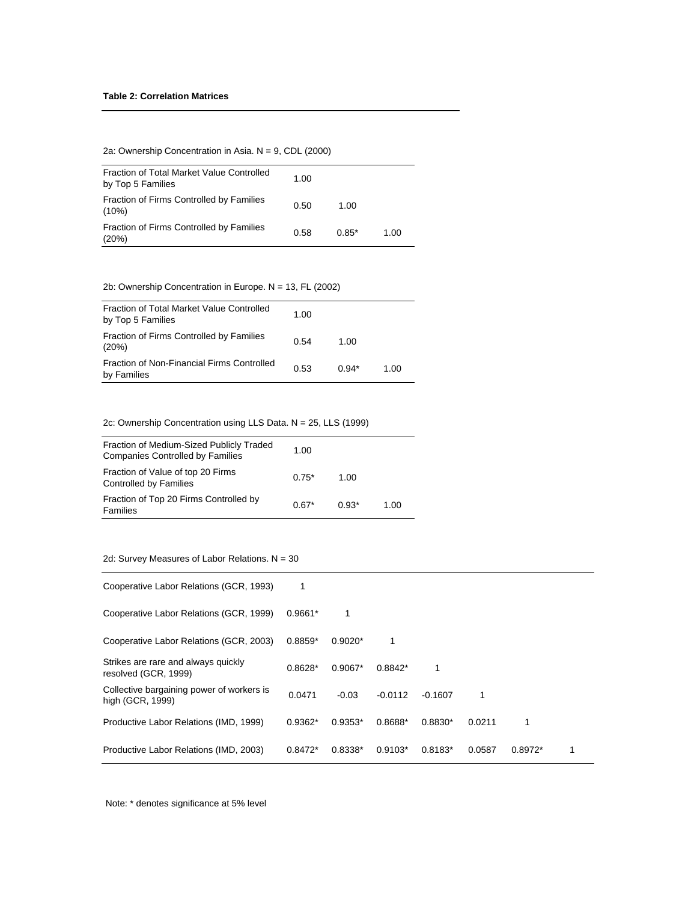**Table 2: Correlation Matrices**

2a: Ownership Concentration in Asia. N = 9, CDL (2000)

| | | | |
|---|---|---|---|
| Fraction of Total Market Value Controlled by Top 5 Families | 1.00 | | |
| Fraction of Firms Controlled by Families (10%) | 0.50 | 1.00 | |
| Fraction of Firms Controlled by Families (20%) | 0.58 | 0.85* | 1.00 |

2b: Ownership Concentration in Europe. N = 13, FL (2002)

| | | | |
|---|---|---|---|
| Fraction of Total Market Value Controlled by Top 5 Families | 1.00 | | |
| Fraction of Firms Controlled by Families (20%) | 0.54 | 1.00 | |
| Fraction of Non-Financial Firms Controlled by Families | 0.53 | 0.94* | 1.00 |

2c: Ownership Concentration using LLS Data. N = 25, LLS (1999)

| | | | |
|---|---|---|---|
| Fraction of Medium-Sized Publicly Traded Companies Controlled by Families | 1.00 | | |
| Fraction of Value of top 20 Firms Controlled by Families | 0.75* | 1.00 | |
| Fraction of Top 20 Firms Controlled by Families | 0.67* | 0.93* | 1.00 |

2d: Survey Measures of Labor Relations. N = 30

| | | | | | | | |
|---|---|---|---|---|---|---|---|
| Cooperative Labor Relations (GCR, 1993) | 1 | | | | | | |
| Cooperative Labor Relations (GCR, 1999) | 0.9661* | 1 | | | | | |
| Cooperative Labor Relations (GCR, 2003) | 0.8859* | 0.9020* | 1 | | | | |
| Strikes are rare and always quickly resolved (GCR, 1999) | 0.8628* | 0.9067* | 0.8842* | 1 | | | |
| Collective bargaining power of workers is high (GCR, 1999) | 0.0471 | -0.03 | -0.0112 | -0.1607 | 1 | | |
| Productive Labor Relations (IMD, 1999) | 0.9362* | 0.9353* | 0.8688* | 0.8830* | 0.0211 | 1 | |
| Productive Labor Relations (IMD, 2003) | 0.8472* | 0.8338* | 0.9103* | 0.8183* | 0.0587 | 0.8972* | 1 |

Note: * denotes significance at 5% level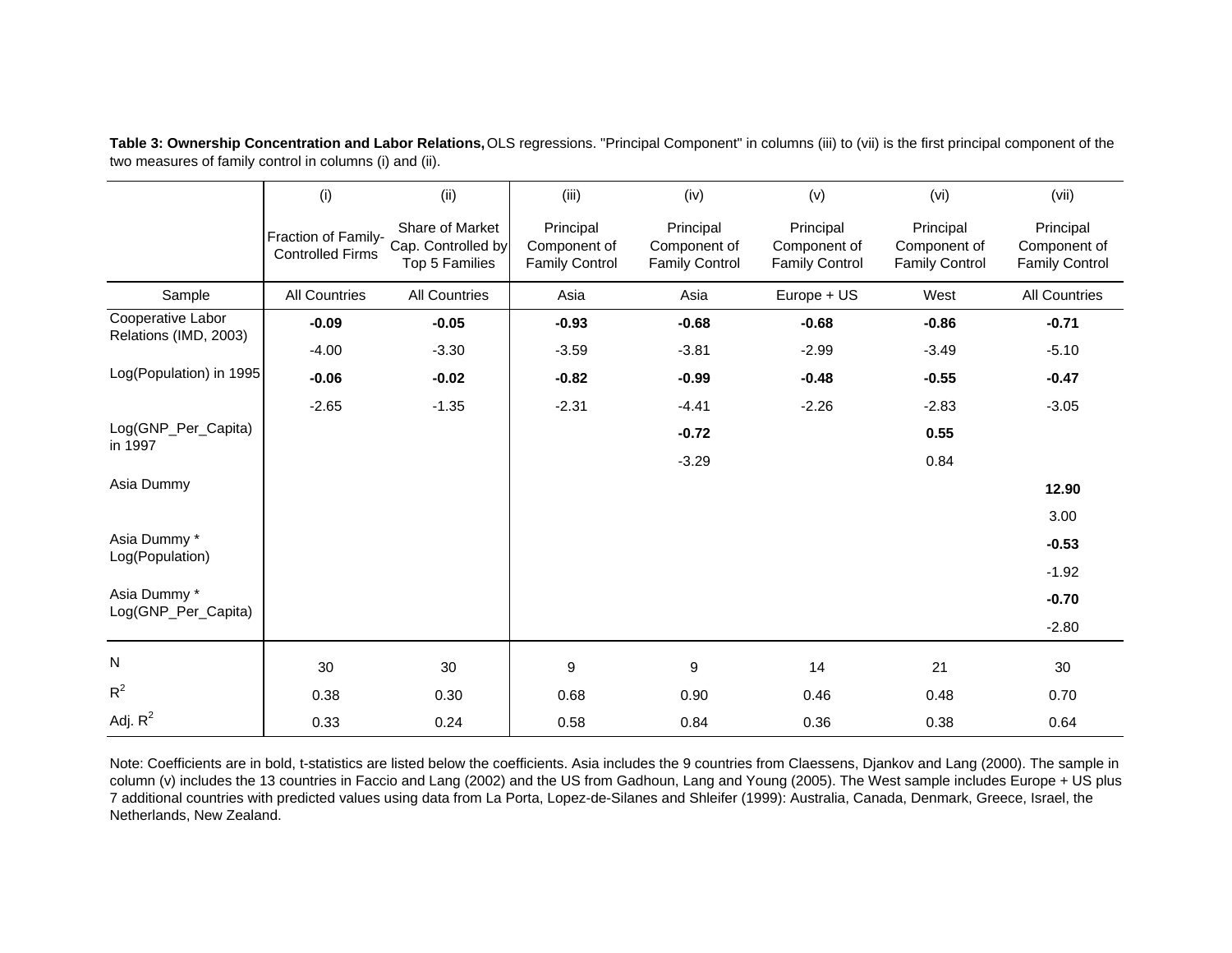**Table 3: Ownership Concentration and Labor Relations,** OLS regressions. "Principal Component" in columns (iii) to (vii) is the first principal component of the two measures of family control in columns (i) and (ii).

| | (i) | (ii) | (iii) | (iv) | (v) | (vi) | (vii) |
|---|---|---|---|---|---|---|---|
| | Fraction of Family-Controlled Firms | Share of Market Cap. Controlled by Top 5 Families | Principal Component of Family Control | Principal Component of Family Control | Principal Component of Family Control | Principal Component of Family Control | Principal Component of Family Control |
| Sample | All Countries | All Countries | Asia | Asia | Europe + US | West | All Countries |
| Cooperative Labor Relations (IMD, 2003) | **-0.09** | **-0.05** | **-0.93** | **-0.68** | **-0.68** | **-0.86** | **-0.71** |
| | -4.00 | -3.30 | -3.59 | -3.81 | -2.99 | -3.49 | -5.10 |
| Log(Population) in 1995 | **-0.06** | **-0.02** | **-0.82** | **-0.99** | **-0.48** | **-0.55** | **-0.47** |
| | -2.65 | -1.35 | -2.31 | -4.41 | -2.26 | -2.83 | -3.05 |
| Log(GNP_Per_Capita) in 1997 | | | | **-0.72** | | **0.55** | |
| | | | | -3.29 | | 0.84 | |
| Asia Dummy | | | | | | | **12.90** |
| | | | | | | | 3.00 |
| Asia Dummy * Log(Population) | | | | | | | **-0.53** |
| | | | | | | | -1.92 |
| Asia Dummy * Log(GNP_Per_Capita) | | | | | | | **-0.70** |
| | | | | | | | -2.80 |
| N | 30 | 30 | 9 | 9 | 14 | 21 | 30 |
| $R^2$ | 0.38 | 0.30 | 0.68 | 0.90 | 0.46 | 0.48 | 0.70 |
| Adj. $R^2$ | 0.33 | 0.24 | 0.58 | 0.84 | 0.36 | 0.38 | 0.64 |

Note: Coefficients are in bold, t-statistics are listed below the coefficients. Asia includes the 9 countries from Claessens, Djankov and Lang (2000). The sample in column (v) includes the 13 countries in Faccio and Lang (2002) and the US from Gadhoun, Lang and Young (2005). The West sample includes Europe + US plus 7 additional countries with predicted values using data from La Porta, Lopez-de-Silanes and Shleifer (1999): Australia, Canada, Denmark, Greece, Israel, the Netherlands, New Zealand.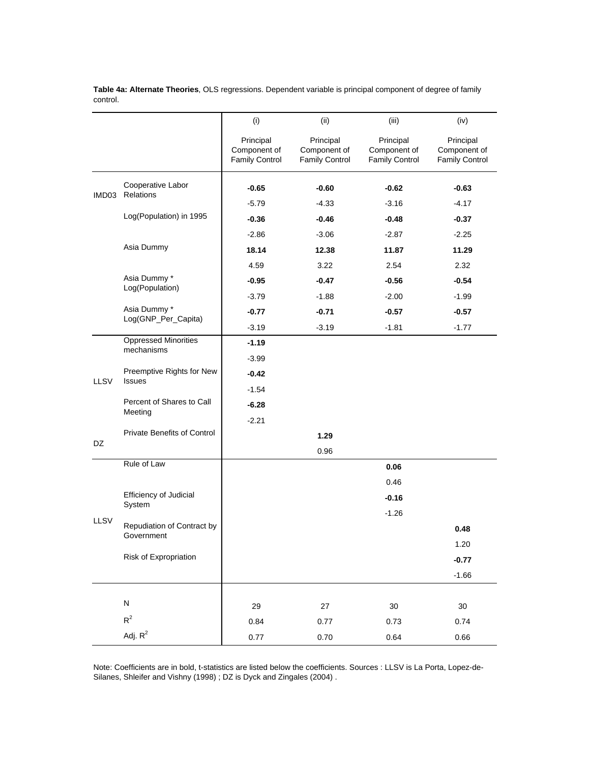**Table 4a: Alternate Theories**, OLS regressions. Dependent variable is principal component of degree of family control.

| | | (i) | (ii) | (iii) | (iv) |
|---|---|---|---|---|---|
| | | Principal Component of Family Control | Principal Component of Family Control | Principal Component of Family Control | Principal Component of Family Control |
| IMD03 | Cooperative Labor Relations | **-0.65** | **-0.60** | **-0.62** | **-0.63** |
| | | -5.79 | -4.33 | -3.16 | -4.17 |
| | Log(Population) in 1995 | **-0.36** | **-0.46** | **-0.48** | **-0.37** |
| | | -2.86 | -3.06 | -2.87 | -2.25 |
| | Asia Dummy | **18.14** | **12.38** | **11.87** | **11.29** |
| | | 4.59 | 3.22 | 2.54 | 2.32 |
| | Asia Dummy * Log(Population) | **-0.95** | **-0.47** | **-0.56** | **-0.54** |
| | | -3.79 | -1.88 | -2.00 | -1.99 |
| | Asia Dummy * Log(GNP_Per_Capita) | **-0.77** | **-0.71** | **-0.57** | **-0.57** |
| | | -3.19 | -3.19 | -1.81 | -1.77 |
| LLSV | Oppressed Minorities mechanisms | **-1.19** | | | |
| | | -3.99 | | | |
| | Preemptive Rights for New Issues | **-0.42** | | | |
| | | -1.54 | | | |
| | Percent of Shares to Call Meeting | **-6.28** | | | |
| | | -2.21 | | | |
| DZ | Private Benefits of Control | | **1.29** | | |
| | | | 0.96 | | |
| LLSV | Rule of Law | | | **0.06** | |
| | | | | 0.46 | |
| | Efficiency of Judicial System | | | **-0.16** | |
| | | | | -1.26 | |
| | Repudiation of Contract by Government | | | | **0.48** |
| | | | | | 1.20 |
| | Risk of Expropriation | | | | **-0.77** |
| | | | | | -1.66 |
| | N | 29 | 27 | 30 | 30 |
| | $R^2$ | 0.84 | 0.77 | 0.73 | 0.74 |
| | Adj. $R^2$ | 0.77 | 0.70 | 0.64 | 0.66 |

Note: Coefficients are in bold, t-statistics are listed below the coefficients. Sources : LLSV is La Porta, Lopez-de-Silanes, Shleifer and Vishny (1998) ; DZ is Dyck and Zingales (2004) .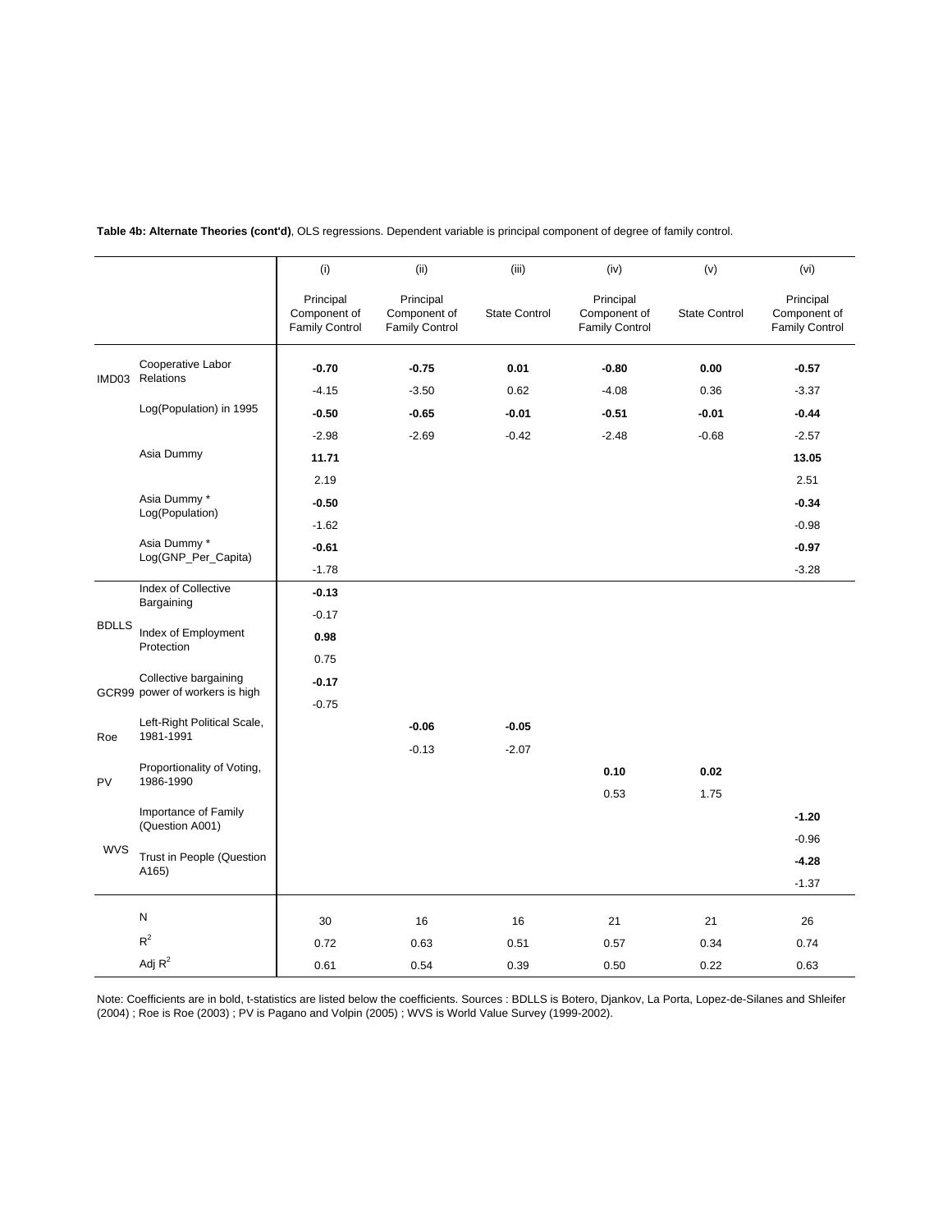**Table 4b: Alternate Theories (cont'd)**, OLS regressions. Dependent variable is principal component of degree of family control.

| | | (i) | (ii) | (iii) | (iv) | (v) | (vi) |
|---|---|---|---|---|---|---|---|
| | | Principal Component of Family Control | Principal Component of Family Control | State Control | Principal Component of Family Control | State Control | Principal Component of Family Control |
| IMD03 | Cooperative Labor Relations | **-0.70** | **-0.75** | **0.01** | **-0.80** | **0.00** | **-0.57** |
| | | -4.15 | -3.50 | 0.62 | -4.08 | 0.36 | -3.37 |
| | Log(Population) in 1995 | **-0.50** | **-0.65** | **-0.01** | **-0.51** | **-0.01** | **-0.44** |
| | | -2.98 | -2.69 | -0.42 | -2.48 | -0.68 | -2.57 |
| | Asia Dummy | **11.71** | | | | | **13.05** |
| | | 2.19 | | | | | 2.51 |
| | Asia Dummy * Log(Population) | **-0.50** | | | | | **-0.34** |
| | | -1.62 | | | | | -0.98 |
| | Asia Dummy * Log(GNP_Per_Capita) | **-0.61** | | | | | **-0.97** |
| | | -1.78 | | | | | -3.28 |
| BDLLS | Index of Collective Bargaining | **-0.13** | | | | | |
| | | -0.17 | | | | | |
| | Index of Employment Protection | **0.98** | | | | | |
| | | 0.75 | | | | | |
| GCR99 | Collective bargaining power of workers is high | **-0.17** | | | | | |
| | | -0.75 | | | | | |
| Roe | Left-Right Political Scale, 1981-1991 | | **-0.06** | **-0.05** | | | |
| | | | -0.13 | -2.07 | | | |
| PV | Proportionality of Voting, 1986-1990 | | | | **0.10** | **0.02** | |
| | | | | | 0.53 | 1.75 | |
| WVS | Importance of Family (Question A001) | | | | | | **-1.20** |
| | | | | | | | -0.96 |
| | Trust in People (Question A165) | | | | | | **-4.28** |
| | | | | | | | -1.37 |
| | N | 30 | 16 | 16 | 21 | 21 | 26 |
| | $R^2$ | 0.72 | 0.63 | 0.51 | 0.57 | 0.34 | 0.74 |
| | Adj $R^2$ | 0.61 | 0.54 | 0.39 | 0.50 | 0.22 | 0.63 |

Note: Coefficients are in bold, t-statistics are listed below the coefficients. Sources : BDLLS is Botero, Djankov, La Porta, Lopez-de-Silanes and Shleifer (2004) ; Roe is Roe (2003) ; PV is Pagano and Volpin (2005) ; WVS is World Value Survey (1999-2002).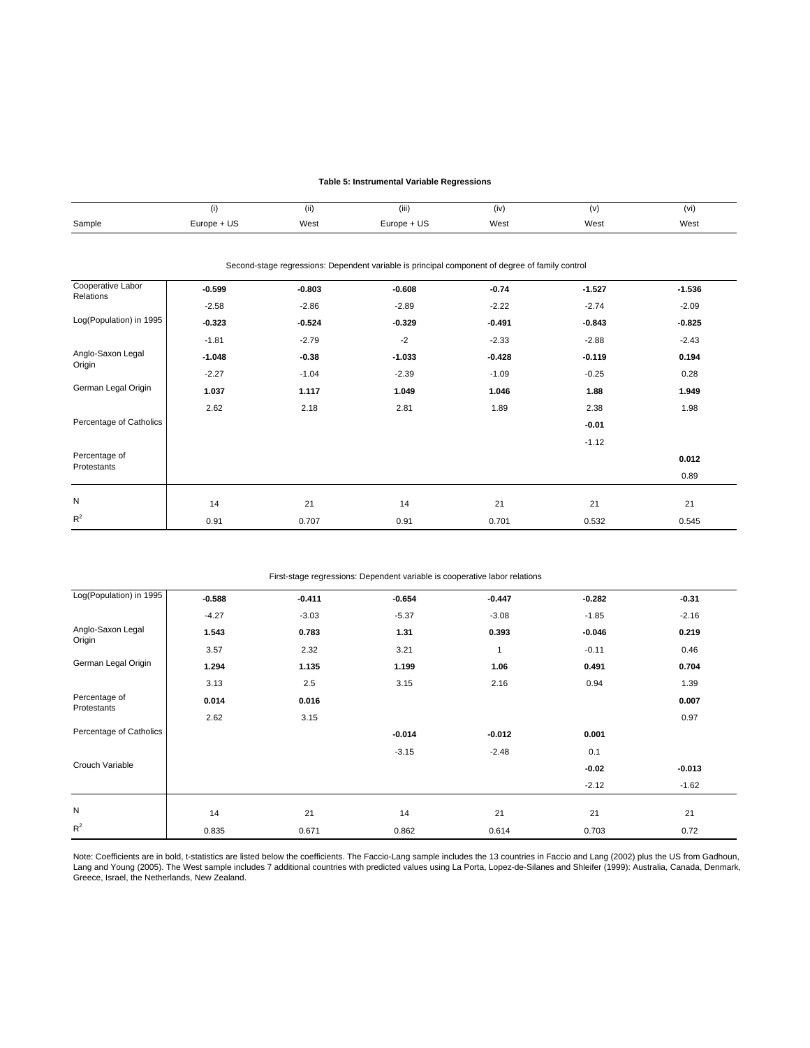**Table 5: Instrumental Variable Regressions**

|  | (i) | (ii) | (iii) | (iv) | (v) | (vi) |
|---|---|---|---|---|---|---|
| Sample | Europe + US | West | Europe + US | West | West | West |
| *Second-stage regressions: Dependent variable is principal component of degree of family control* | | | | | | |
| Cooperative Labor Relations | **-0.599** | **-0.803** | **-0.608** | **-0.74** | **-1.527** | **-1.536** |
|  | -2.58 | -2.86 | -2.89 | -2.22 | -2.74 | -2.09 |
| Log(Population) in 1995 | **-0.323** | **-0.524** | **-0.329** | **-0.491** | **-0.843** | **-0.825** |
|  | -1.81 | -2.79 | -2 | -2.33 | -2.88 | -2.43 |
| Anglo-Saxon Legal Origin | **-1.048** | **-0.38** | **-1.033** | **-0.428** | **-0.119** | **0.194** |
|  | -2.27 | -1.04 | -2.39 | -1.09 | -0.25 | 0.28 |
| German Legal Origin | **1.037** | **1.117** | **1.049** | **1.046** | **1.88** | **1.949** |
|  | 2.62 | 2.18 | 2.81 | 1.89 | 2.38 | 1.98 |
| Percentage of Catholics |  |  |  |  | **-0.01** |  |
|  |  |  |  |  | -1.12 |  |
| Percentage of Protestants |  |  |  |  |  | **0.012** |
|  |  |  |  |  |  | 0.89 |
| N | 14 | 21 | 14 | 21 | 21 | 21 |
| $R^2$ | 0.91 | 0.707 | 0.91 | 0.701 | 0.532 | 0.545 |
| *First-stage regressions: Dependent variable is cooperative labor relations* | | | | | | |
| Log(Population) in 1995 | **-0.588** | **-0.411** | **-0.654** | **-0.447** | **-0.282** | **-0.31** |
|  | -4.27 | -3.03 | -5.37 | -3.08 | -1.85 | -2.16 |
| Anglo-Saxon Legal Origin | **1.543** | **0.783** | **1.31** | **0.393** | **-0.046** | **0.219** |
|  | 3.57 | 2.32 | 3.21 | 1 | -0.11 | 0.46 |
| German Legal Origin | **1.294** | **1.135** | **1.199** | **1.06** | **0.491** | **0.704** |
|  | 3.13 | 2.5 | 3.15 | 2.16 | 0.94 | 1.39 |
| Percentage of Protestants | **0.014** | **0.016** |  |  |  | **0.007** |
|  | 2.62 | 3.15 |  |  |  | 0.97 |
| Percentage of Catholics |  |  | **-0.014** | **-0.012** | **0.001** |  |
|  |  |  | -3.15 | -2.48 | 0.1 |  |
| Crouch Variable |  |  |  |  | **-0.02** | **-0.013** |
|  |  |  |  |  | -2.12 | -1.62 |
| N | 14 | 21 | 14 | 21 | 21 | 21 |
| $R^2$ | 0.835 | 0.671 | 0.862 | 0.614 | 0.703 | 0.72 |

Note: Coefficients are in bold, t-statistics are listed below the coefficients. The Faccio-Lang sample includes the 13 countries in Faccio and Lang (2002) plus the US from Gadhoun, Lang and Young (2005). The West sample includes 7 additional countries with predicted values using La Porta, Lopez-de-Silanes and Shleifer (1999): Australia, Canada, Denmark, Greece, Israel, the Netherlands, New Zealand.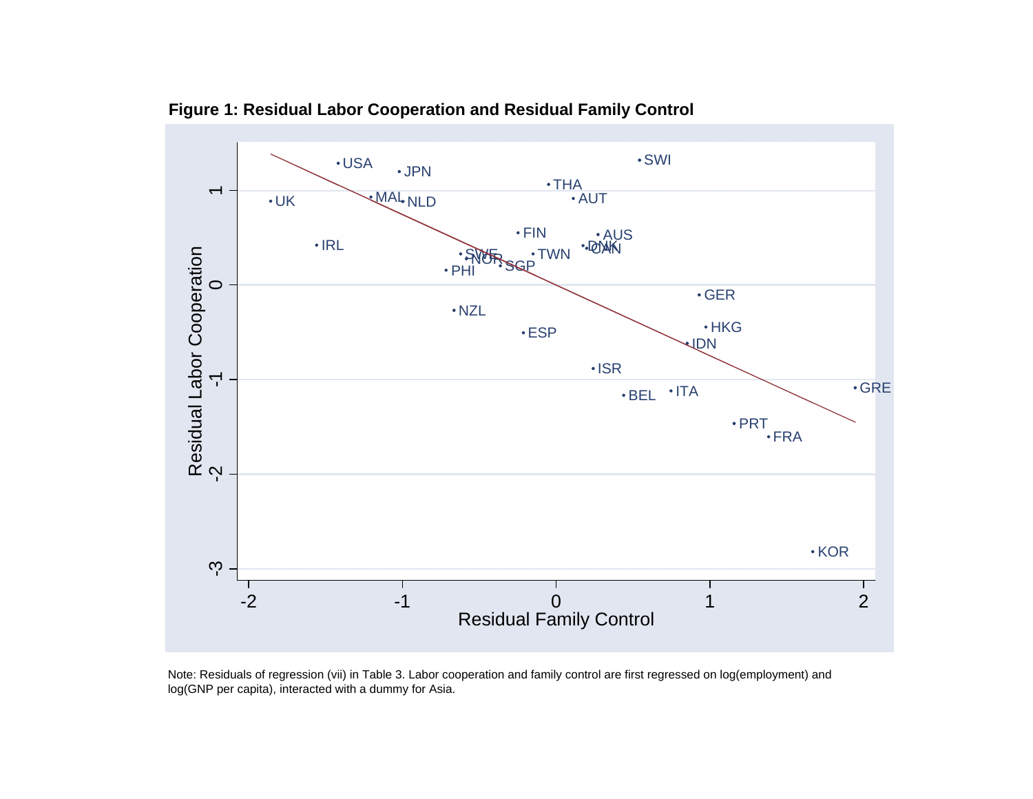**Figure 1: Residual Labor Cooperation and Residual Family Control**

Note: Residuals of regression (vii) in Table 3. Labor cooperation and family control are first regressed on log(employment) and log(GNP per capita), interacted with a dummy for Asia.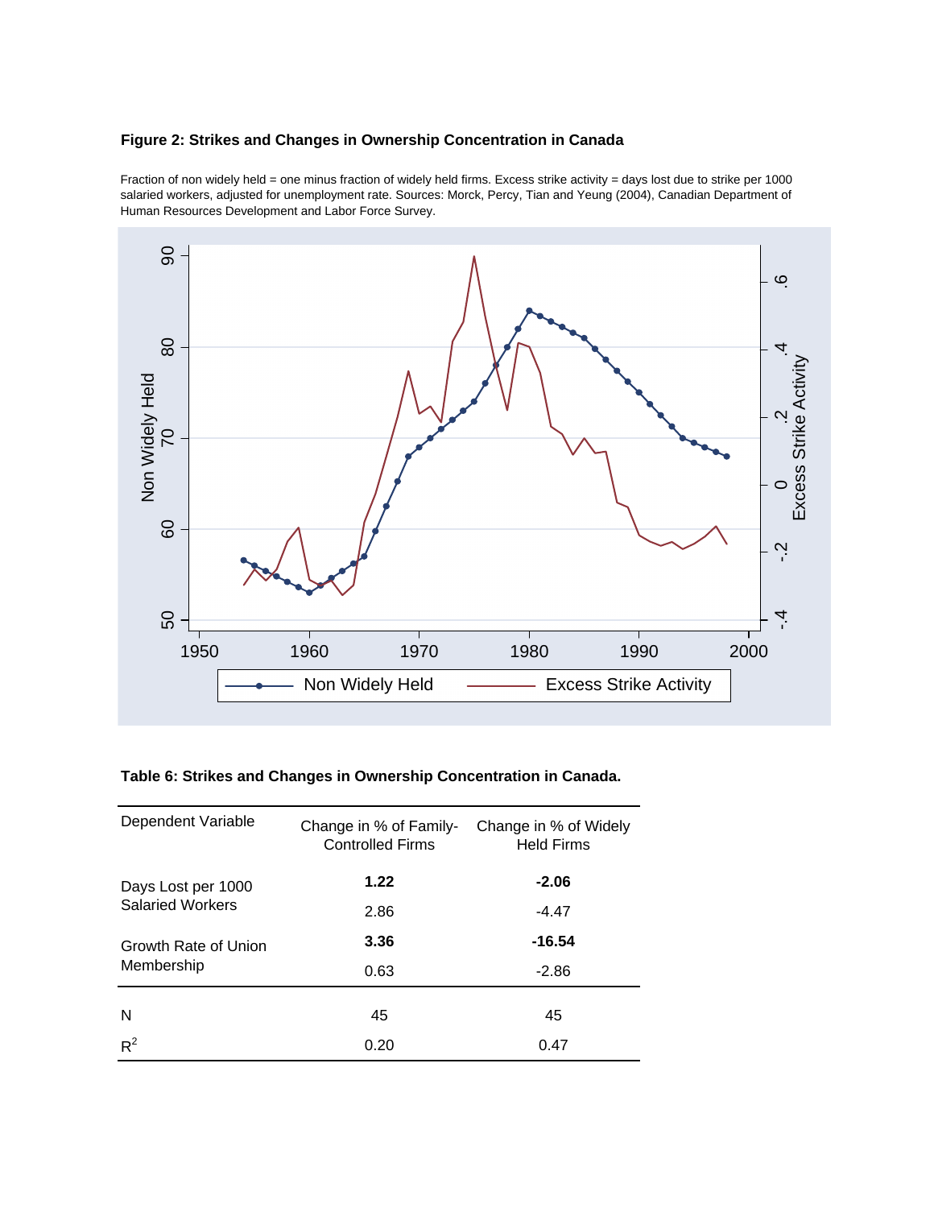**Figure 2: Strikes and Changes in Ownership Concentration in Canada**

Fraction of non widely held = one minus fraction of widely held firms. Excess strike activity = days lost due to strike per 1000 salaried workers, adjusted for unemployment rate. Sources: Morck, Percy, Tian and Yeung (2004), Canadian Department of Human Resources Development and Labor Force Survey.

Non Widely Held

50 60 70 80 90

Excess Strike Activity

-.4 -.2 0 .2 .4 .6

1950 1960 1970 1980 1990 2000

Non Widely Held — Excess Strike Activity

**Table 6: Strikes and Changes in Ownership Concentration in Canada.**

| Dependent Variable | Change in % of Family-Controlled Firms | Change in % of Widely Held Firms |
|---|---|---|
| Days Lost per 1000 Salaried Workers | **1.22** | **-2.06** |
| | 2.86 | -4.47 |
| Growth Rate of Union Membership | **3.36** | **-16.54** |
| | 0.63 | -2.86 |
| N | 45 | 45 |
| $R^2$ | 0.20 | 0.47 |